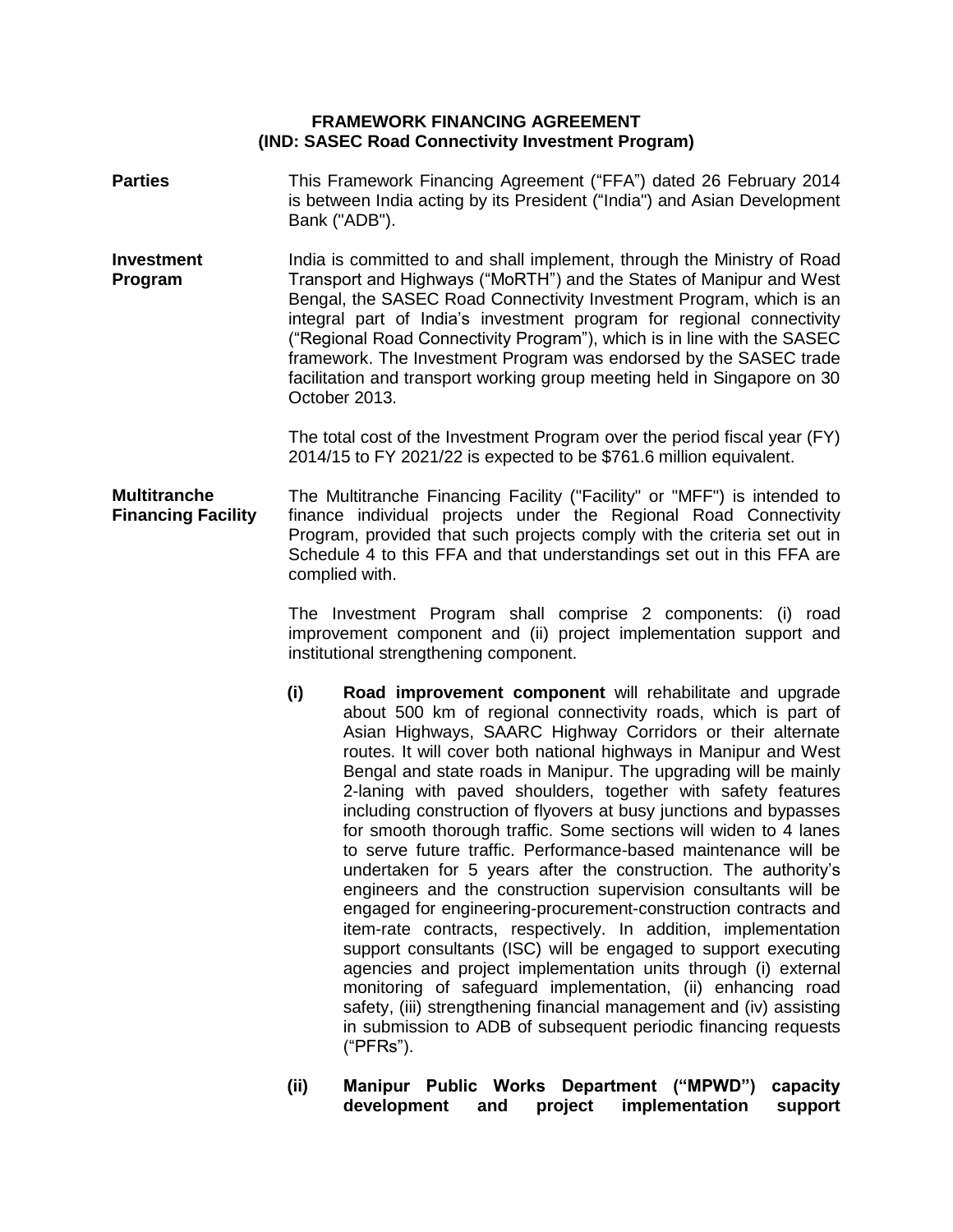# FRAMEWORK FINANCING AGREEMENT
## (IND: SASEC Road Connectivity Investment Program)

**Parties**

This Framework Financing Agreement ("FFA") dated 26 February 2014 is between India acting by its President ("India") and Asian Development Bank ("ADB").

**Investment Program**

India is committed to and shall implement, through the Ministry of Road Transport and Highways ("MoRTH") and the States of Manipur and West Bengal, the SASEC Road Connectivity Investment Program, which is an integral part of India's investment program for regional connectivity ("Regional Road Connectivity Program"), which is in line with the SASEC framework. The Investment Program was endorsed by the SASEC trade facilitation and transport working group meeting held in Singapore on 30 October 2013.

The total cost of the Investment Program over the period fiscal year (FY) 2014/15 to FY 2021/22 is expected to be $761.6 million equivalent.

**Multitranche Financing Facility**

The Multitranche Financing Facility ("Facility" or "MFF") is intended to finance individual projects under the Regional Road Connectivity Program, provided that such projects comply with the criteria set out in Schedule 4 to this FFA and that understandings set out in this FFA are complied with.

The Investment Program shall comprise 2 components: (i) road improvement component and (ii) project implementation support and institutional strengthening component.

**(i)** **Road improvement component** will rehabilitate and upgrade about 500 km of regional connectivity roads, which is part of Asian Highways, SAARC Highway Corridors or their alternate routes. It will cover both national highways in Manipur and West Bengal and state roads in Manipur. The upgrading will be mainly 2-laning with paved shoulders, together with safety features including construction of flyovers at busy junctions and bypasses for smooth thorough traffic. Some sections will widen to 4 lanes to serve future traffic. Performance-based maintenance will be undertaken for 5 years after the construction. The authority's engineers and the construction supervision consultants will be engaged for engineering-procurement-construction contracts and item-rate contracts, respectively. In addition, implementation support consultants (ISC) will be engaged to support executing agencies and project implementation units through (i) external monitoring of safeguard implementation, (ii) enhancing road safety, (iii) strengthening financial management and (iv) assisting in submission to ADB of subsequent periodic financing requests ("PFRs").

**(ii)** **Manipur Public Works Department ("MPWD") capacity development and project implementation support**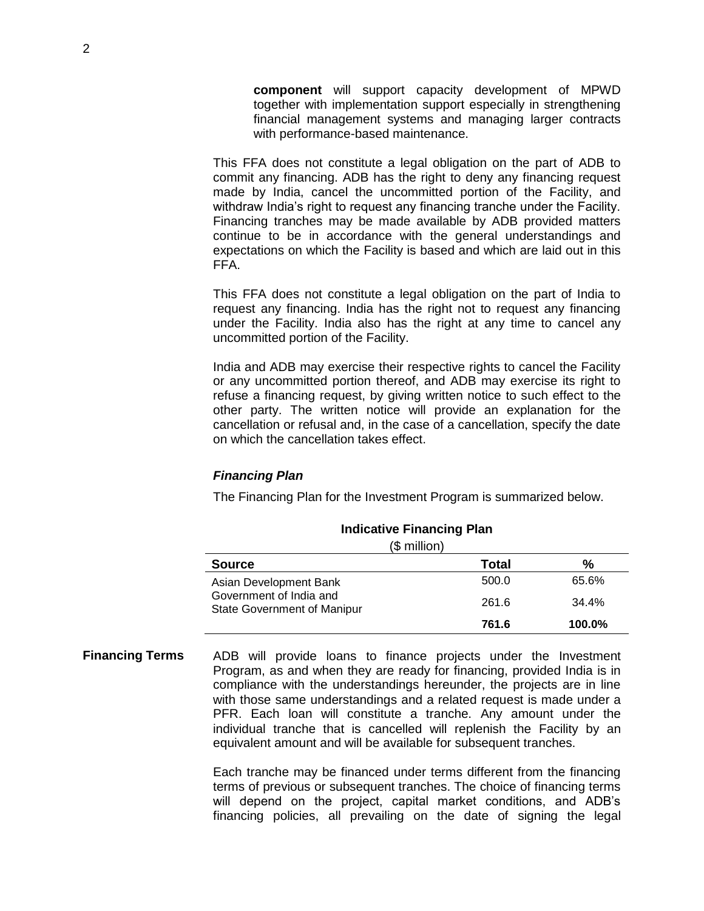**component** will support capacity development of MPWD together with implementation support especially in strengthening financial management systems and managing larger contracts with performance-based maintenance.

This FFA does not constitute a legal obligation on the part of ADB to commit any financing. ADB has the right to deny any financing request made by India, cancel the uncommitted portion of the Facility, and withdraw India's right to request any financing tranche under the Facility. Financing tranches may be made available by ADB provided matters continue to be in accordance with the general understandings and expectations on which the Facility is based and which are laid out in this FFA.

This FFA does not constitute a legal obligation on the part of India to request any financing. India has the right not to request any financing under the Facility. India also has the right at any time to cancel any uncommitted portion of the Facility.

India and ADB may exercise their respective rights to cancel the Facility or any uncommitted portion thereof, and ADB may exercise its right to refuse a financing request, by giving written notice to such effect to the other party. The written notice will provide an explanation for the cancellation or refusal and, in the case of a cancellation, specify the date on which the cancellation takes effect.

***Financing Plan***

The Financing Plan for the Investment Program is summarized below.

**Indicative Financing Plan**

($ million)

| Source | Total | % |
|---|---|---|
| Asian Development Bank | 500.0 | 65.6% |
| Government of India and State Government of Manipur | 261.6 | 34.4% |
| | **761.6** | **100.0%** |

**Financing Terms**

ADB will provide loans to finance projects under the Investment Program, as and when they are ready for financing, provided India is in compliance with the understandings hereunder, the projects are in line with those same understandings and a related request is made under a PFR. Each loan will constitute a tranche. Any amount under the individual tranche that is cancelled will replenish the Facility by an equivalent amount and will be available for subsequent tranches.

Each tranche may be financed under terms different from the financing terms of previous or subsequent tranches. The choice of financing terms will depend on the project, capital market conditions, and ADB's financing policies, all prevailing on the date of signing the legal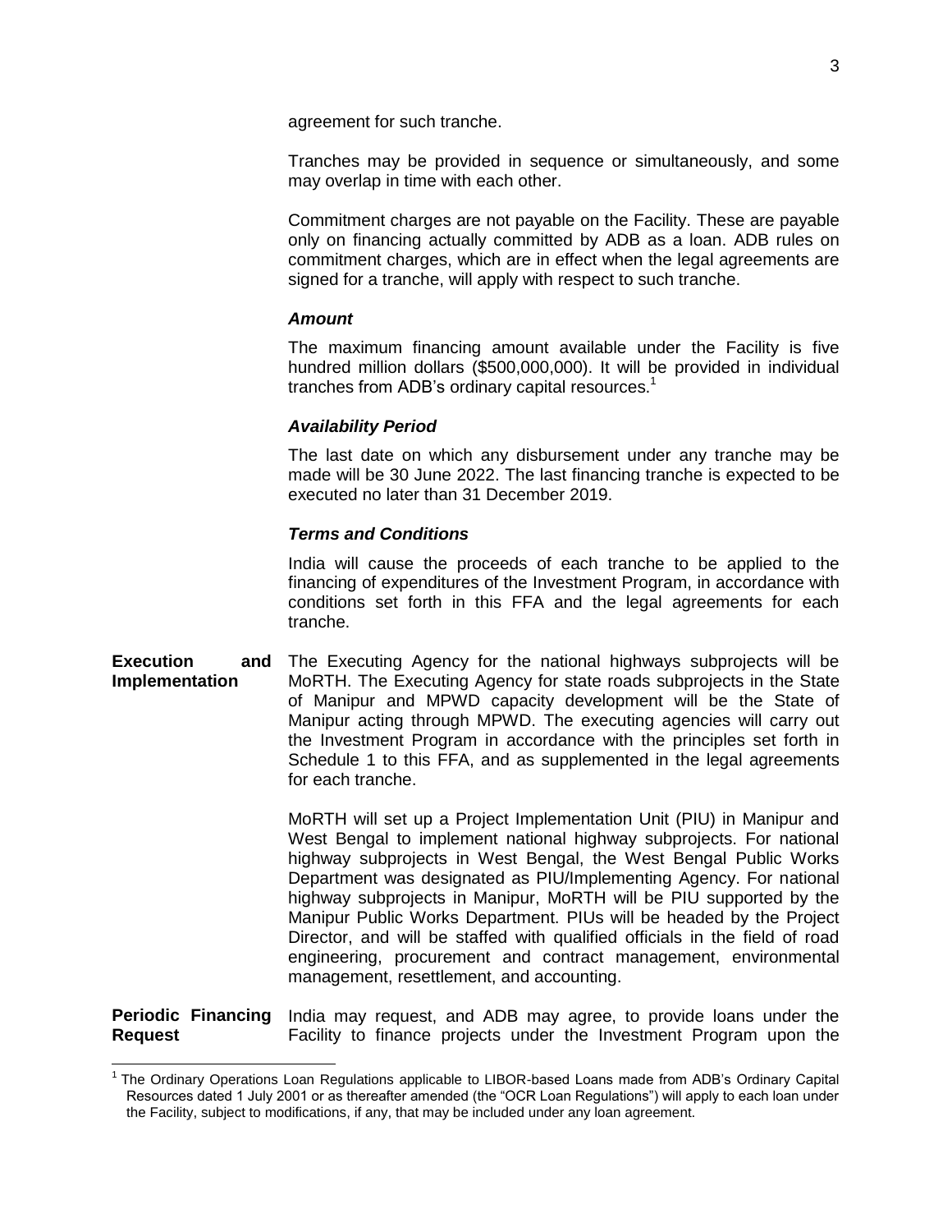agreement for such tranche.

Tranches may be provided in sequence or simultaneously, and some may overlap in time with each other.

Commitment charges are not payable on the Facility. These are payable only on financing actually committed by ADB as a loan. ADB rules on commitment charges, which are in effect when the legal agreements are signed for a tranche, will apply with respect to such tranche.

***Amount***

The maximum financing amount available under the Facility is five hundred million dollars ($500,000,000). It will be provided in individual tranches from ADB's ordinary capital resources.[1]

***Availability Period***

The last date on which any disbursement under any tranche may be made will be 30 June 2022. The last financing tranche is expected to be executed no later than 31 December 2019.

***Terms and Conditions***

India will cause the proceeds of each tranche to be applied to the financing of expenditures of the Investment Program, in accordance with conditions set forth in this FFA and the legal agreements for each tranche.

**Execution and Implementation**

The Executing Agency for the national highways subprojects will be MoRTH. The Executing Agency for state roads subprojects in the State of Manipur and MPWD capacity development will be the State of Manipur acting through MPWD. The executing agencies will carry out the Investment Program in accordance with the principles set forth in Schedule 1 to this FFA, and as supplemented in the legal agreements for each tranche.

MoRTH will set up a Project Implementation Unit (PIU) in Manipur and West Bengal to implement national highway subprojects. For national highway subprojects in West Bengal, the West Bengal Public Works Department was designated as PIU/Implementing Agency. For national highway subprojects in Manipur, MoRTH will be PIU supported by the Manipur Public Works Department. PIUs will be headed by the Project Director, and will be staffed with qualified officials in the field of road engineering, procurement and contract management, environmental management, resettlement, and accounting.

**Periodic Financing Request**

India may request, and ADB may agree, to provide loans under the Facility to finance projects under the Investment Program upon the

---

[1] The Ordinary Operations Loan Regulations applicable to LIBOR-based Loans made from ADB's Ordinary Capital Resources dated 1 July 2001 or as thereafter amended (the "OCR Loan Regulations") will apply to each loan under the Facility, subject to modifications, if any, that may be included under any loan agreement.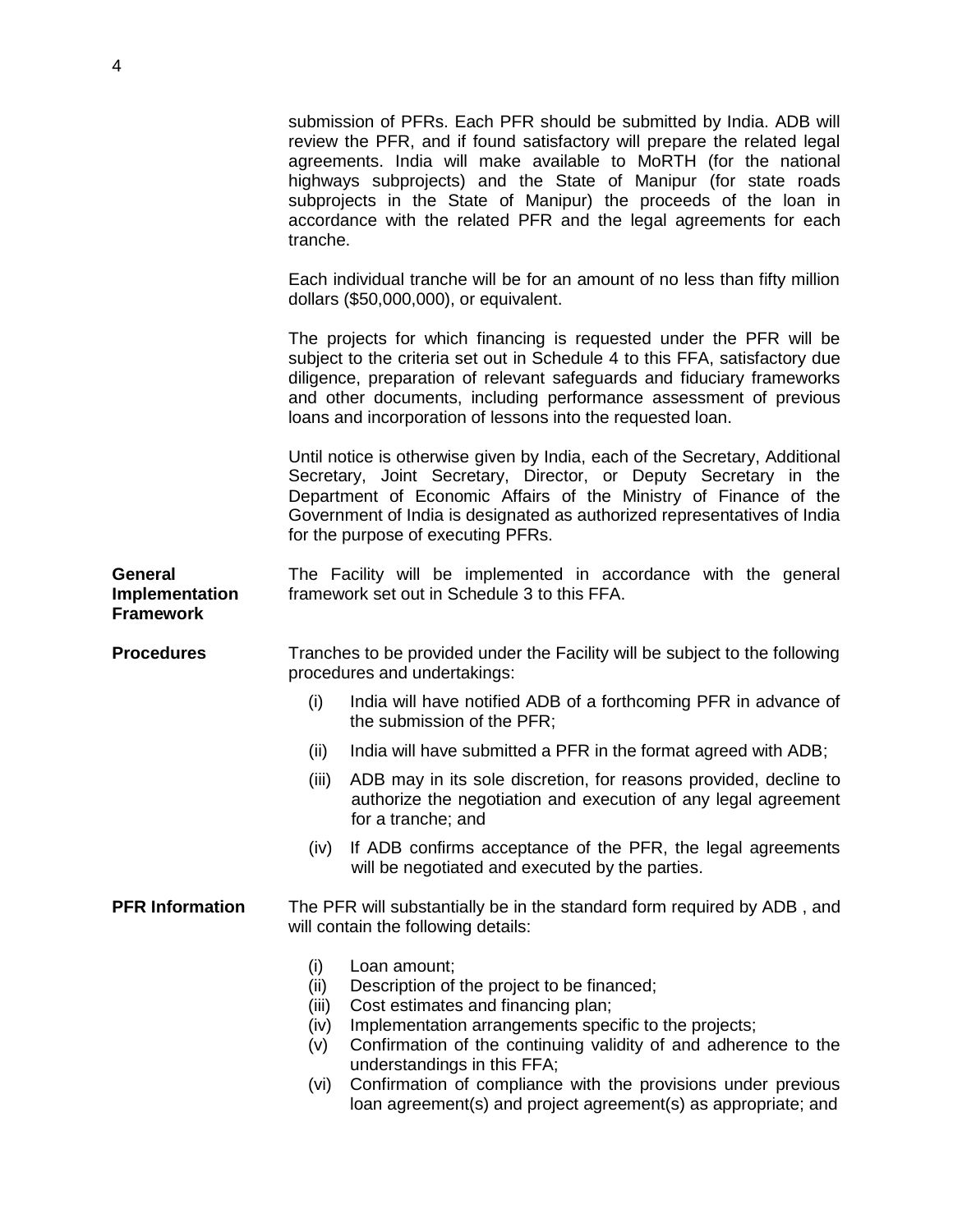submission of PFRs. Each PFR should be submitted by India. ADB will review the PFR, and if found satisfactory will prepare the related legal agreements. India will make available to MoRTH (for the national highways subprojects) and the State of Manipur (for state roads subprojects in the State of Manipur) the proceeds of the loan in accordance with the related PFR and the legal agreements for each tranche.

Each individual tranche will be for an amount of no less than fifty million dollars ($50,000,000), or equivalent.

The projects for which financing is requested under the PFR will be subject to the criteria set out in Schedule 4 to this FFA, satisfactory due diligence, preparation of relevant safeguards and fiduciary frameworks and other documents, including performance assessment of previous loans and incorporation of lessons into the requested loan.

Until notice is otherwise given by India, each of the Secretary, Additional Secretary, Joint Secretary, Director, or Deputy Secretary in the Department of Economic Affairs of the Ministry of Finance of the Government of India is designated as authorized representatives of India for the purpose of executing PFRs.

**General Implementation Framework**

The Facility will be implemented in accordance with the general framework set out in Schedule 3 to this FFA.

**Procedures**

Tranches to be provided under the Facility will be subject to the following procedures and undertakings:

(i) India will have notified ADB of a forthcoming PFR in advance of the submission of the PFR;

(ii) India will have submitted a PFR in the format agreed with ADB;

(iii) ADB may in its sole discretion, for reasons provided, decline to authorize the negotiation and execution of any legal agreement for a tranche; and

(iv) If ADB confirms acceptance of the PFR, the legal agreements will be negotiated and executed by the parties.

**PFR Information**

The PFR will substantially be in the standard form required by ADB , and will contain the following details:

(i) Loan amount;
(ii) Description of the project to be financed;
(iii) Cost estimates and financing plan;
(iv) Implementation arrangements specific to the projects;
(v) Confirmation of the continuing validity of and adherence to the understandings in this FFA;
(vi) Confirmation of compliance with the provisions under previous loan agreement(s) and project agreement(s) as appropriate; and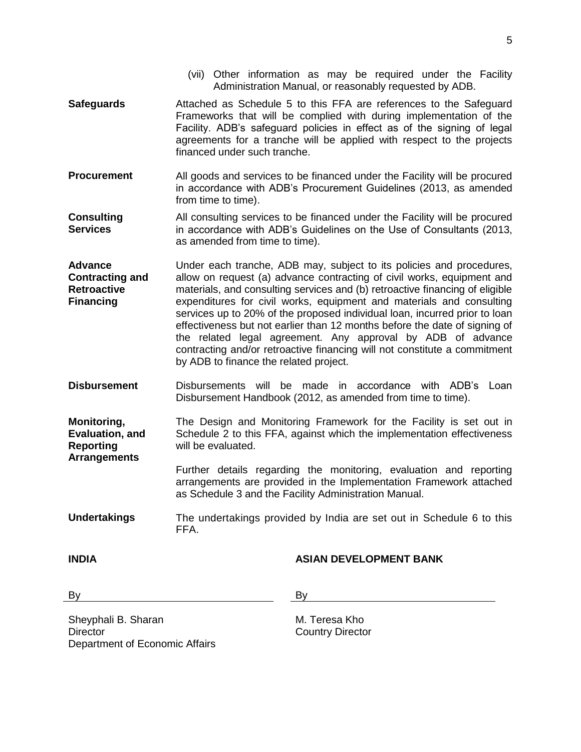(vii) Other information as may be required under the Facility Administration Manual, or reasonably requested by ADB.

| | |
|---|---|
| **Safeguards** | Attached as Schedule 5 to this FFA are references to the Safeguard Frameworks that will be complied with during implementation of the Facility. ADB's safeguard policies in effect as of the signing of legal agreements for a tranche will be applied with respect to the projects financed under such tranche. |
| **Procurement** | All goods and services to be financed under the Facility will be procured in accordance with ADB's Procurement Guidelines (2013, as amended from time to time). |
| **Consulting Services** | All consulting services to be financed under the Facility will be procured in accordance with ADB's Guidelines on the Use of Consultants (2013, as amended from time to time). |
| **Advance Contracting and Retroactive Financing** | Under each tranche, ADB may, subject to its policies and procedures, allow on request (a) advance contracting of civil works, equipment and materials, and consulting services and (b) retroactive financing of eligible expenditures for civil works, equipment and materials and consulting services up to 20% of the proposed individual loan, incurred prior to loan effectiveness but not earlier than 12 months before the date of signing of the related legal agreement. Any approval by ADB of advance contracting and/or retroactive financing will not constitute a commitment by ADB to finance the related project. |
| **Disbursement** | Disbursements will be made in accordance with ADB's Loan Disbursement Handbook (2012, as amended from time to time). |
| **Monitoring, Evaluation, and Reporting Arrangements** | The Design and Monitoring Framework for the Facility is set out in Schedule 2 to this FFA, against which the implementation effectiveness will be evaluated. <br><br> Further details regarding the monitoring, evaluation and reporting arrangements are provided in the Implementation Framework attached as Schedule 3 and the Facility Administration Manual. |
| **Undertakings** | The undertakings provided by India are set out in Schedule 6 to this FFA. |

| **INDIA** | **ASIAN DEVELOPMENT BANK** |
|---|---|
| By \_\_\_\_\_\_\_\_\_\_\_\_\_\_\_\_\_\_\_\_\_\_\_\_\_\_\_\_ | By \_\_\_\_\_\_\_\_\_\_\_\_\_\_\_\_\_\_\_\_\_\_\_\_\_\_\_\_ |
| Sheyphali B. Sharan<br>Director<br>Department of Economic Affairs | M. Teresa Kho<br>Country Director |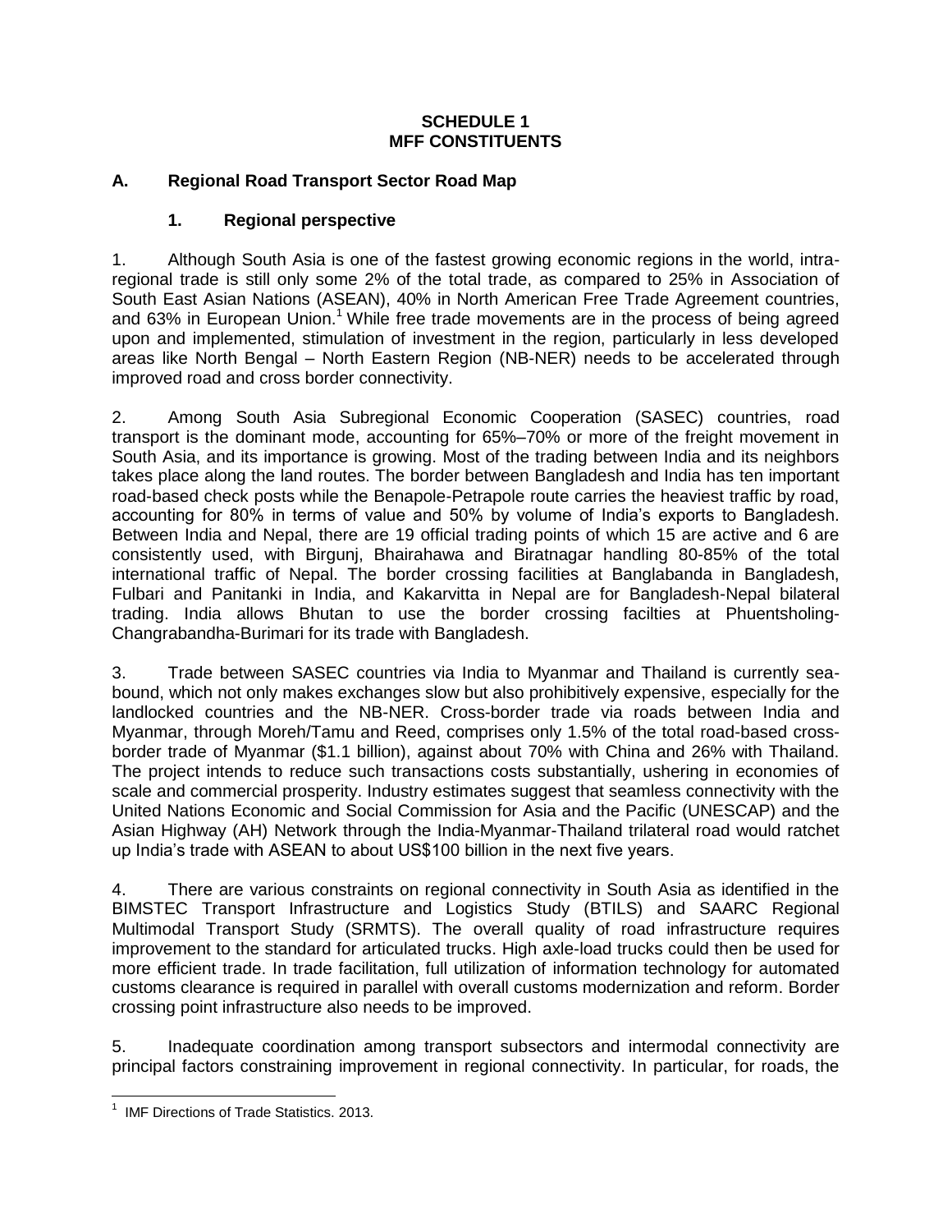**SCHEDULE 1**
**MFF CONSTITUENTS**

## A. Regional Road Transport Sector Road Map

### 1. Regional perspective

1. Although South Asia is one of the fastest growing economic regions in the world, intra-regional trade is still only some 2% of the total trade, as compared to 25% in Association of South East Asian Nations (ASEAN), 40% in North American Free Trade Agreement countries, and 63% in European Union.[1] While free trade movements are in the process of being agreed upon and implemented, stimulation of investment in the region, particularly in less developed areas like North Bengal – North Eastern Region (NB-NER) needs to be accelerated through improved road and cross border connectivity.

2. Among South Asia Subregional Economic Cooperation (SASEC) countries, road transport is the dominant mode, accounting for 65%–70% or more of the freight movement in South Asia, and its importance is growing. Most of the trading between India and its neighbors takes place along the land routes. The border between Bangladesh and India has ten important road-based check posts while the Benapole-Petrapole route carries the heaviest traffic by road, accounting for 80% in terms of value and 50% by volume of India's exports to Bangladesh. Between India and Nepal, there are 19 official trading points of which 15 are active and 6 are consistently used, with Birgunj, Bhairahawa and Biratnagar handling 80-85% of the total international traffic of Nepal. The border crossing facilities at Banglabanda in Bangladesh, Fulbari and Panitanki in India, and Kakarvitta in Nepal are for Bangladesh-Nepal bilateral trading. India allows Bhutan to use the border crossing facilties at Phuentsholing-Changrabandha-Burimari for its trade with Bangladesh.

3. Trade between SASEC countries via India to Myanmar and Thailand is currently sea-bound, which not only makes exchanges slow but also prohibitively expensive, especially for the landlocked countries and the NB-NER. Cross-border trade via roads between India and Myanmar, through Moreh/Tamu and Reed, comprises only 1.5% of the total road-based cross-border trade of Myanmar ($1.1 billion), against about 70% with China and 26% with Thailand. The project intends to reduce such transactions costs substantially, ushering in economies of scale and commercial prosperity. Industry estimates suggest that seamless connectivity with the United Nations Economic and Social Commission for Asia and the Pacific (UNESCAP) and the Asian Highway (AH) Network through the India-Myanmar-Thailand trilateral road would ratchet up India's trade with ASEAN to about US$100 billion in the next five years.

4. There are various constraints on regional connectivity in South Asia as identified in the BIMSTEC Transport Infrastructure and Logistics Study (BTILS) and SAARC Regional Multimodal Transport Study (SRMTS). The overall quality of road infrastructure requires improvement to the standard for articulated trucks. High axle-load trucks could then be used for more efficient trade. In trade facilitation, full utilization of information technology for automated customs clearance is required in parallel with overall customs modernization and reform. Border crossing point infrastructure also needs to be improved.

5. Inadequate coordination among transport subsectors and intermodal connectivity are principal factors constraining improvement in regional connectivity. In particular, for roads, the

---

[1] IMF Directions of Trade Statistics. 2013.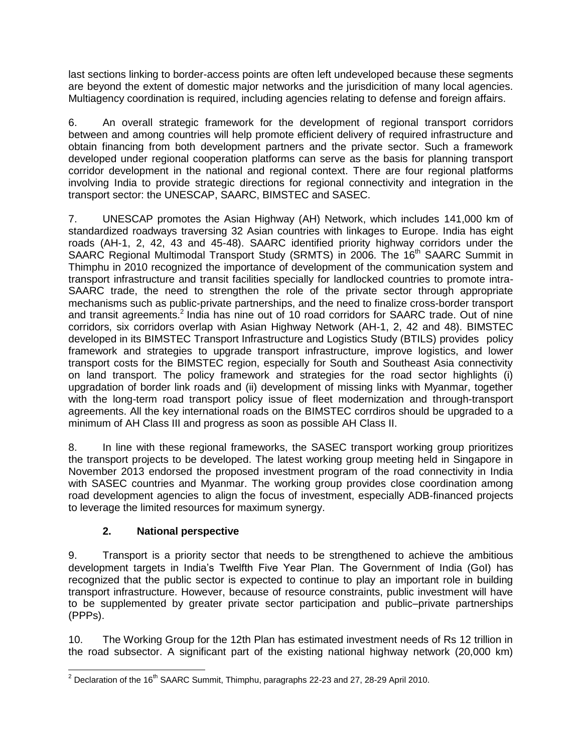last sections linking to border-access points are often left undeveloped because these segments are beyond the extent of domestic major networks and the jurisdicition of many local agencies. Multiagency coordination is required, including agencies relating to defense and foreign affairs.

6. An overall strategic framework for the development of regional transport corridors between and among countries will help promote efficient delivery of required infrastructure and obtain financing from both development partners and the private sector. Such a framework developed under regional cooperation platforms can serve as the basis for planning transport corridor development in the national and regional context. There are four regional platforms involving India to provide strategic directions for regional connectivity and integration in the transport sector: the UNESCAP, SAARC, BIMSTEC and SASEC.

7. UNESCAP promotes the Asian Highway (AH) Network, which includes 141,000 km of standardized roadways traversing 32 Asian countries with linkages to Europe. India has eight roads (AH-1, 2, 42, 43 and 45-48). SAARC identified priority highway corridors under the SAARC Regional Multimodal Transport Study (SRMTS) in 2006. The 16th SAARC Summit in Thimphu in 2010 recognized the importance of development of the communication system and transport infrastructure and transit facilities specially for landlocked countries to promote intra-SAARC trade, the need to strengthen the role of the private sector through appropriate mechanisms such as public-private partnerships, and the need to finalize cross-border transport and transit agreements.[2] India has nine out of 10 road corridors for SAARC trade. Out of nine corridors, six corridors overlap with Asian Highway Network (AH-1, 2, 42 and 48). BIMSTEC developed in its BIMSTEC Transport Infrastructure and Logistics Study (BTILS) provides policy framework and strategies to upgrade transport infrastructure, improve logistics, and lower transport costs for the BIMSTEC region, especially for South and Southeast Asia connectivity on land transport. The policy framework and strategies for the road sector highlights (i) upgradation of border link roads and (ii) development of missing links with Myanmar, together with the long-term road transport policy issue of fleet modernization and through-transport agreements. All the key international roads on the BIMSTEC corrdiros should be upgraded to a minimum of AH Class III and progress as soon as possible AH Class II.

8. In line with these regional frameworks, the SASEC transport working group prioritizes the transport projects to be developed. The latest working group meeting held in Singapore in November 2013 endorsed the proposed investment program of the road connectivity in India with SASEC countries and Myanmar. The working group provides close coordination among road development agencies to align the focus of investment, especially ADB-financed projects to leverage the limited resources for maximum synergy.

### 2. National perspective

9. Transport is a priority sector that needs to be strengthened to achieve the ambitious development targets in India's Twelfth Five Year Plan. The Government of India (GoI) has recognized that the public sector is expected to continue to play an important role in building transport infrastructure. However, because of resource constraints, public investment will have to be supplemented by greater private sector participation and public–private partnerships (PPPs).

10. The Working Group for the 12th Plan has estimated investment needs of Rs 12 trillion in the road subsector. A significant part of the existing national highway network (20,000 km)

---

[2] Declaration of the 16th SAARC Summit, Thimphu, paragraphs 22-23 and 27, 28-29 April 2010.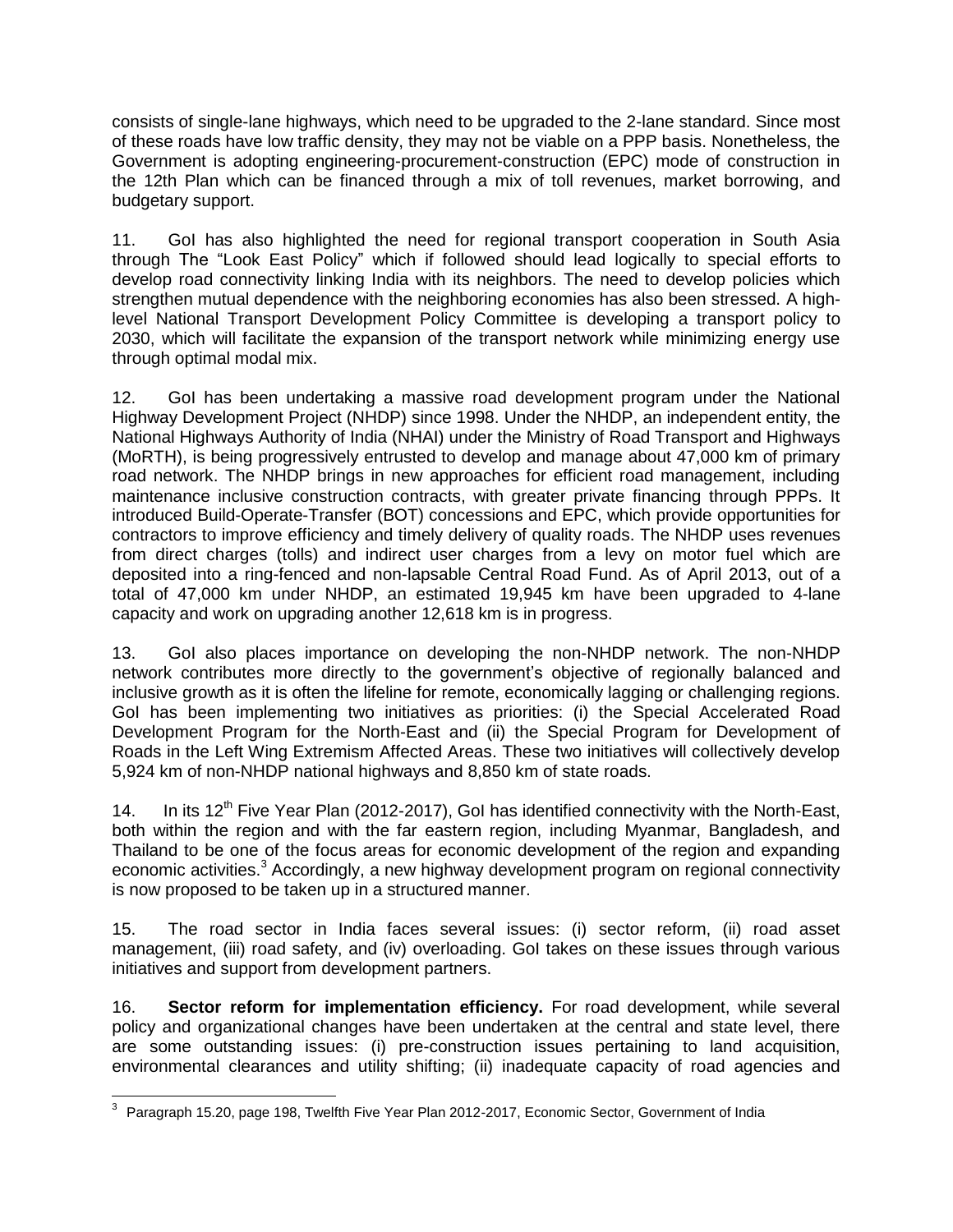consists of single-lane highways, which need to be upgraded to the 2-lane standard. Since most of these roads have low traffic density, they may not be viable on a PPP basis. Nonetheless, the Government is adopting engineering-procurement-construction (EPC) mode of construction in the 12th Plan which can be financed through a mix of toll revenues, market borrowing, and budgetary support.

11. GoI has also highlighted the need for regional transport cooperation in South Asia through The "Look East Policy" which if followed should lead logically to special efforts to develop road connectivity linking India with its neighbors. The need to develop policies which strengthen mutual dependence with the neighboring economies has also been stressed. A high-level National Transport Development Policy Committee is developing a transport policy to 2030, which will facilitate the expansion of the transport network while minimizing energy use through optimal modal mix.

12. GoI has been undertaking a massive road development program under the National Highway Development Project (NHDP) since 1998. Under the NHDP, an independent entity, the National Highways Authority of India (NHAI) under the Ministry of Road Transport and Highways (MoRTH), is being progressively entrusted to develop and manage about 47,000 km of primary road network. The NHDP brings in new approaches for efficient road management, including maintenance inclusive construction contracts, with greater private financing through PPPs. It introduced Build-Operate-Transfer (BOT) concessions and EPC, which provide opportunities for contractors to improve efficiency and timely delivery of quality roads. The NHDP uses revenues from direct charges (tolls) and indirect user charges from a levy on motor fuel which are deposited into a ring-fenced and non-lapsable Central Road Fund. As of April 2013, out of a total of 47,000 km under NHDP, an estimated 19,945 km have been upgraded to 4-lane capacity and work on upgrading another 12,618 km is in progress.

13. GoI also places importance on developing the non-NHDP network. The non-NHDP network contributes more directly to the government's objective of regionally balanced and inclusive growth as it is often the lifeline for remote, economically lagging or challenging regions. GoI has been implementing two initiatives as priorities: (i) the Special Accelerated Road Development Program for the North-East and (ii) the Special Program for Development of Roads in the Left Wing Extremism Affected Areas. These two initiatives will collectively develop 5,924 km of non-NHDP national highways and 8,850 km of state roads.

14. In its 12th Five Year Plan (2012-2017), GoI has identified connectivity with the North-East, both within the region and with the far eastern region, including Myanmar, Bangladesh, and Thailand to be one of the focus areas for economic development of the region and expanding economic activities.[3] Accordingly, a new highway development program on regional connectivity is now proposed to be taken up in a structured manner.

15. The road sector in India faces several issues: (i) sector reform, (ii) road asset management, (iii) road safety, and (iv) overloading. GoI takes on these issues through various initiatives and support from development partners.

16. **Sector reform for implementation efficiency.** For road development, while several policy and organizational changes have been undertaken at the central and state level, there are some outstanding issues: (i) pre-construction issues pertaining to land acquisition, environmental clearances and utility shifting; (ii) inadequate capacity of road agencies and

[3] Paragraph 15.20, page 198, Twelfth Five Year Plan 2012-2017, Economic Sector, Government of India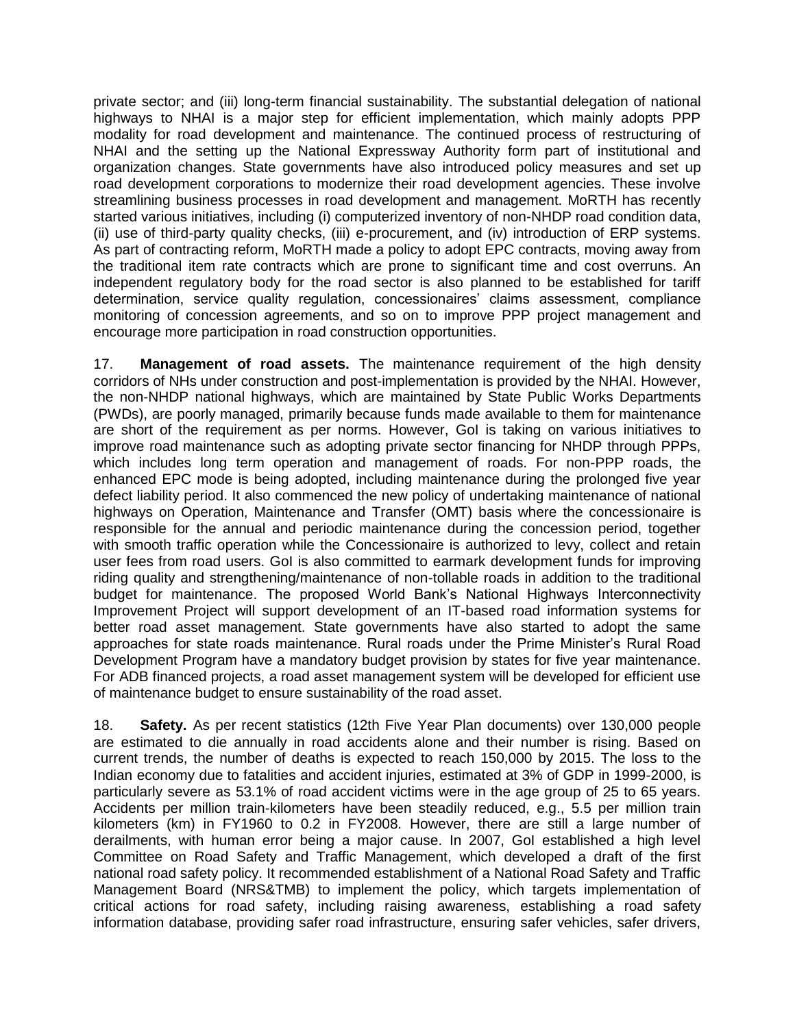private sector; and (iii) long-term financial sustainability. The substantial delegation of national highways to NHAI is a major step for efficient implementation, which mainly adopts PPP modality for road development and maintenance. The continued process of restructuring of NHAI and the setting up the National Expressway Authority form part of institutional and organization changes. State governments have also introduced policy measures and set up road development corporations to modernize their road development agencies. These involve streamlining business processes in road development and management. MoRTH has recently started various initiatives, including (i) computerized inventory of non-NHDP road condition data, (ii) use of third-party quality checks, (iii) e-procurement, and (iv) introduction of ERP systems. As part of contracting reform, MoRTH made a policy to adopt EPC contracts, moving away from the traditional item rate contracts which are prone to significant time and cost overruns. An independent regulatory body for the road sector is also planned to be established for tariff determination, service quality regulation, concessionaires' claims assessment, compliance monitoring of concession agreements, and so on to improve PPP project management and encourage more participation in road construction opportunities.

17. **Management of road assets.** The maintenance requirement of the high density corridors of NHs under construction and post-implementation is provided by the NHAI. However, the non-NHDP national highways, which are maintained by State Public Works Departments (PWDs), are poorly managed, primarily because funds made available to them for maintenance are short of the requirement as per norms. However, GoI is taking on various initiatives to improve road maintenance such as adopting private sector financing for NHDP through PPPs, which includes long term operation and management of roads. For non-PPP roads, the enhanced EPC mode is being adopted, including maintenance during the prolonged five year defect liability period. It also commenced the new policy of undertaking maintenance of national highways on Operation, Maintenance and Transfer (OMT) basis where the concessionaire is responsible for the annual and periodic maintenance during the concession period, together with smooth traffic operation while the Concessionaire is authorized to levy, collect and retain user fees from road users. GoI is also committed to earmark development funds for improving riding quality and strengthening/maintenance of non-tollable roads in addition to the traditional budget for maintenance. The proposed World Bank's National Highways Interconnectivity Improvement Project will support development of an IT-based road information systems for better road asset management. State governments have also started to adopt the same approaches for state roads maintenance. Rural roads under the Prime Minister's Rural Road Development Program have a mandatory budget provision by states for five year maintenance. For ADB financed projects, a road asset management system will be developed for efficient use of maintenance budget to ensure sustainability of the road asset.

18. **Safety.** As per recent statistics (12th Five Year Plan documents) over 130,000 people are estimated to die annually in road accidents alone and their number is rising. Based on current trends, the number of deaths is expected to reach 150,000 by 2015. The loss to the Indian economy due to fatalities and accident injuries, estimated at 3% of GDP in 1999-2000, is particularly severe as 53.1% of road accident victims were in the age group of 25 to 65 years. Accidents per million train-kilometers have been steadily reduced, e.g., 5.5 per million train kilometers (km) in FY1960 to 0.2 in FY2008. However, there are still a large number of derailments, with human error being a major cause. In 2007, GoI established a high level Committee on Road Safety and Traffic Management, which developed a draft of the first national road safety policy. It recommended establishment of a National Road Safety and Traffic Management Board (NRS&TMB) to implement the policy, which targets implementation of critical actions for road safety, including raising awareness, establishing a road safety information database, providing safer road infrastructure, ensuring safer vehicles, safer drivers,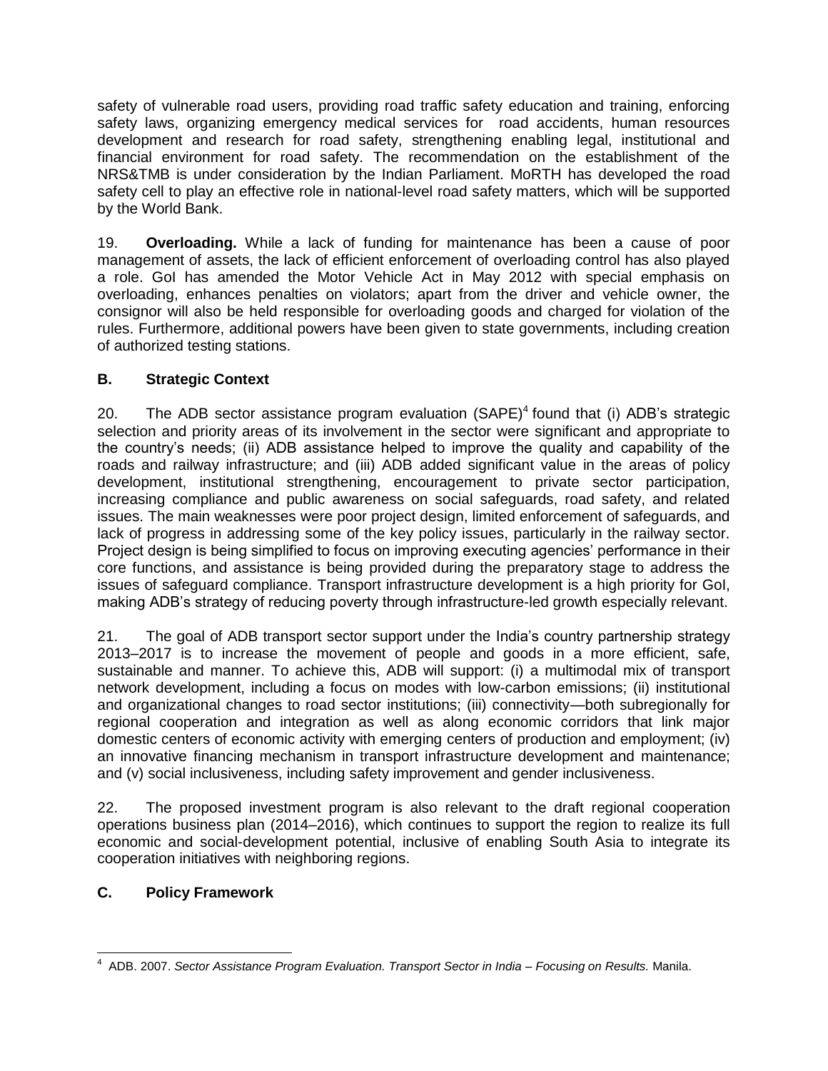safety of vulnerable road users, providing road traffic safety education and training, enforcing safety laws, organizing emergency medical services for road accidents, human resources development and research for road safety, strengthening enabling legal, institutional and financial environment for road safety. The recommendation on the establishment of the NRS&TMB is under consideration by the Indian Parliament. MoRTH has developed the road safety cell to play an effective role in national-level road safety matters, which will be supported by the World Bank.

19. **Overloading.** While a lack of funding for maintenance has been a cause of poor management of assets, the lack of efficient enforcement of overloading control has also played a role. GoI has amended the Motor Vehicle Act in May 2012 with special emphasis on overloading, enhances penalties on violators; apart from the driver and vehicle owner, the consignor will also be held responsible for overloading goods and charged for violation of the rules. Furthermore, additional powers have been given to state governments, including creation of authorized testing stations.

## B. Strategic Context

20. The ADB sector assistance program evaluation (SAPE)[4] found that (i) ADB's strategic selection and priority areas of its involvement in the sector were significant and appropriate to the country's needs; (ii) ADB assistance helped to improve the quality and capability of the roads and railway infrastructure; and (iii) ADB added significant value in the areas of policy development, institutional strengthening, encouragement to private sector participation, increasing compliance and public awareness on social safeguards, road safety, and related issues. The main weaknesses were poor project design, limited enforcement of safeguards, and lack of progress in addressing some of the key policy issues, particularly in the railway sector. Project design is being simplified to focus on improving executing agencies' performance in their core functions, and assistance is being provided during the preparatory stage to address the issues of safeguard compliance. Transport infrastructure development is a high priority for GoI, making ADB's strategy of reducing poverty through infrastructure-led growth especially relevant.

21. The goal of ADB transport sector support under the India's country partnership strategy 2013–2017 is to increase the movement of people and goods in a more efficient, safe, sustainable and manner. To achieve this, ADB will support: (i) a multimodal mix of transport network development, including a focus on modes with low-carbon emissions; (ii) institutional and organizational changes to road sector institutions; (iii) connectivity—both subregionally for regional cooperation and integration as well as along economic corridors that link major domestic centers of economic activity with emerging centers of production and employment; (iv) an innovative financing mechanism in transport infrastructure development and maintenance; and (v) social inclusiveness, including safety improvement and gender inclusiveness.

22. The proposed investment program is also relevant to the draft regional cooperation operations business plan (2014–2016), which continues to support the region to realize its full economic and social-development potential, inclusive of enabling South Asia to integrate its cooperation initiatives with neighboring regions.

## C. Policy Framework

---

[4] ADB. 2007. *Sector Assistance Program Evaluation. Transport Sector in India – Focusing on Results.* Manila.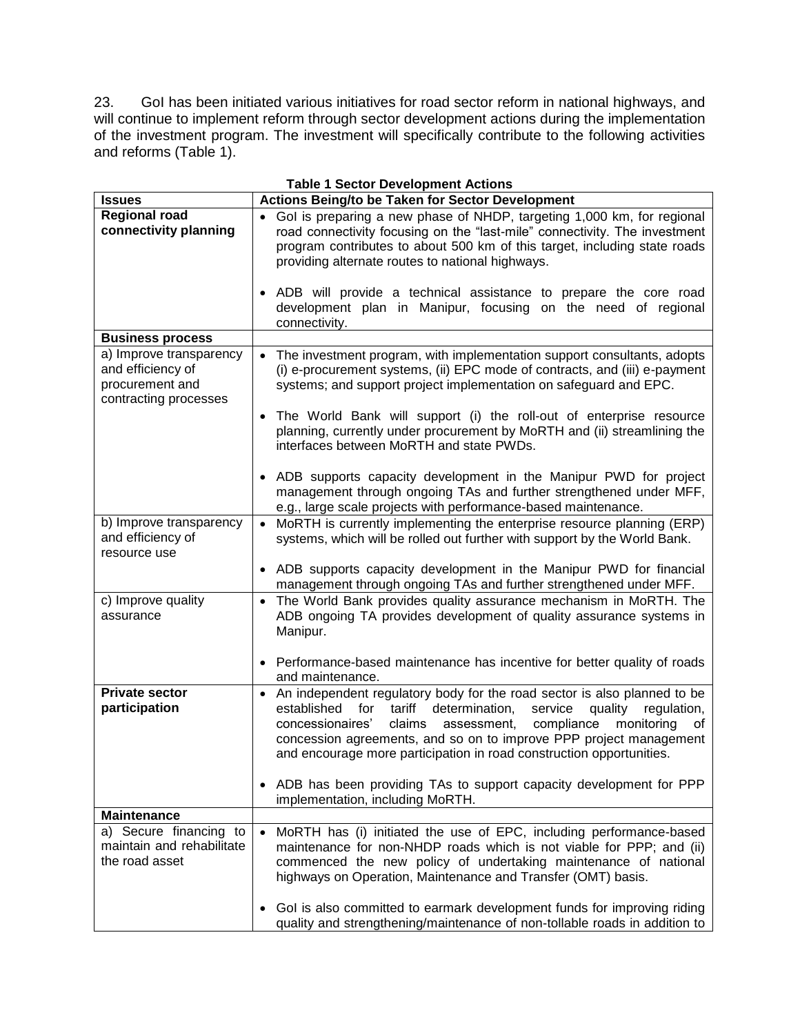23. GoI has been initiated various initiatives for road sector reform in national highways, and will continue to implement reform through sector development actions during the implementation of the investment program. The investment will specifically contribute to the following activities and reforms (Table 1).

**Table 1 Sector Development Actions**

| Issues | Actions Being/to be Taken for Sector Development |
|---|---|
| **Regional road connectivity planning** | • GoI is preparing a new phase of NHDP, targeting 1,000 km, for regional road connectivity focusing on the "last-mile" connectivity. The investment program contributes to about 500 km of this target, including state roads providing alternate routes to national highways.<br><br>• ADB will provide a technical assistance to prepare the core road development plan in Manipur, focusing on the need of regional connectivity. |
| **Business process** | |
| a) Improve transparency and efficiency of procurement and contracting processes | • The investment program, with implementation support consultants, adopts (i) e-procurement systems, (ii) EPC mode of contracts, and (iii) e-payment systems; and support project implementation on safeguard and EPC.<br><br>• The World Bank will support (i) the roll-out of enterprise resource planning, currently under procurement by MoRTH and (ii) streamlining the interfaces between MoRTH and state PWDs.<br><br>• ADB supports capacity development in the Manipur PWD for project management through ongoing TAs and further strengthened under MFF, e.g., large scale projects with performance-based maintenance. |
| b) Improve transparency and efficiency of resource use | • MoRTH is currently implementing the enterprise resource planning (ERP) systems, which will be rolled out further with support by the World Bank.<br><br>• ADB supports capacity development in the Manipur PWD for financial management through ongoing TAs and further strengthened under MFF. |
| c) Improve quality assurance | • The World Bank provides quality assurance mechanism in MoRTH. The ADB ongoing TA provides development of quality assurance systems in Manipur.<br><br>• Performance-based maintenance has incentive for better quality of roads and maintenance. |
| **Private sector participation** | • An independent regulatory body for the road sector is also planned to be established for tariff determination, service quality regulation, concessionaires' claims assessment, compliance monitoring of concession agreements, and so on to improve PPP project management and encourage more participation in road construction opportunities.<br><br>• ADB has been providing TAs to support capacity development for PPP implementation, including MoRTH. |
| **Maintenance** | |
| a) Secure financing to maintain and rehabilitate the road asset | • MoRTH has (i) initiated the use of EPC, including performance-based maintenance for non-NHDP roads which is not viable for PPP; and (ii) commenced the new policy of undertaking maintenance of national highways on Operation, Maintenance and Transfer (OMT) basis.<br><br>• GoI is also committed to earmark development funds for improving riding quality and strengthening/maintenance of non-tollable roads in addition to |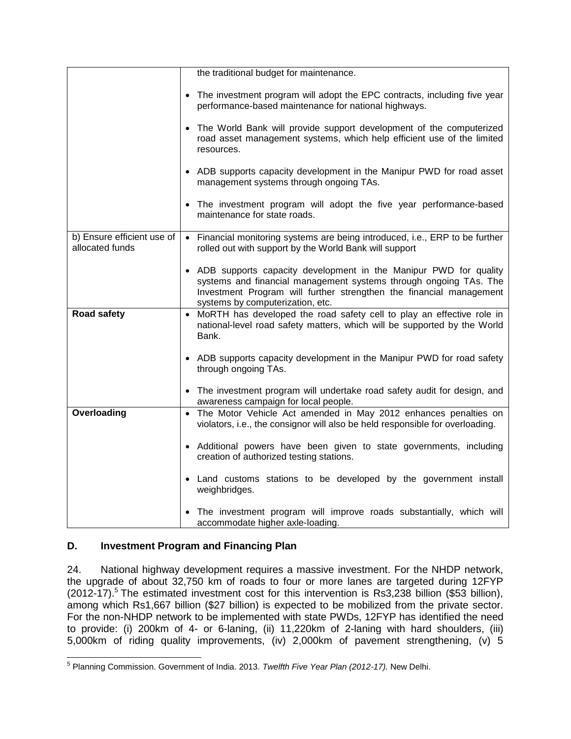| | |
|---|---|
| | the traditional budget for maintenance.<br><br>• The investment program will adopt the EPC contracts, including five year performance-based maintenance for national highways.<br><br>• The World Bank will provide support development of the computerized road asset management systems, which help efficient use of the limited resources.<br><br>• ADB supports capacity development in the Manipur PWD for road asset management systems through ongoing TAs.<br><br>• The investment program will adopt the five year performance-based maintenance for state roads. |
| b) Ensure efficient use of allocated funds | • Financial monitoring systems are being introduced, i.e., ERP to be further rolled out with support by the World Bank will support<br><br>• ADB supports capacity development in the Manipur PWD for quality systems and financial management systems through ongoing TAs. The Investment Program will further strengthen the financial management systems by computerization, etc. |
| **Road safety** | • MoRTH has developed the road safety cell to play an effective role in national-level road safety matters, which will be supported by the World Bank.<br><br>• ADB supports capacity development in the Manipur PWD for road safety through ongoing TAs.<br><br>• The investment program will undertake road safety audit for design, and awareness campaign for local people. |
| **Overloading** | • The Motor Vehicle Act amended in May 2012 enhances penalties on violators, i.e., the consignor will also be held responsible for overloading.<br><br>• Additional powers have been given to state governments, including creation of authorized testing stations.<br><br>• Land customs stations to be developed by the government install weighbridges.<br><br>• The investment program will improve roads substantially, which will accommodate higher axle-loading. |

## D. Investment Program and Financing Plan

24. National highway development requires a massive investment. For the NHDP network, the upgrade of about 32,750 km of roads to four or more lanes are targeted during 12FYP (2012-17).[5] The estimated investment cost for this intervention is Rs3,238 billion ($53 billion), among which Rs1,667 billion ($27 billion) is expected to be mobilized from the private sector. For the non-NHDP network to be implemented with state PWDs, 12FYP has identified the need to provide: (i) 200km of 4- or 6-laning, (ii) 11,220km of 2-laning with hard shoulders, (iii) 5,000km of riding quality improvements, (iv) 2,000km of pavement strengthening, (v) 5

[5] Planning Commission. Government of India. 2013. *Twelfth Five Year Plan (2012-17).* New Delhi.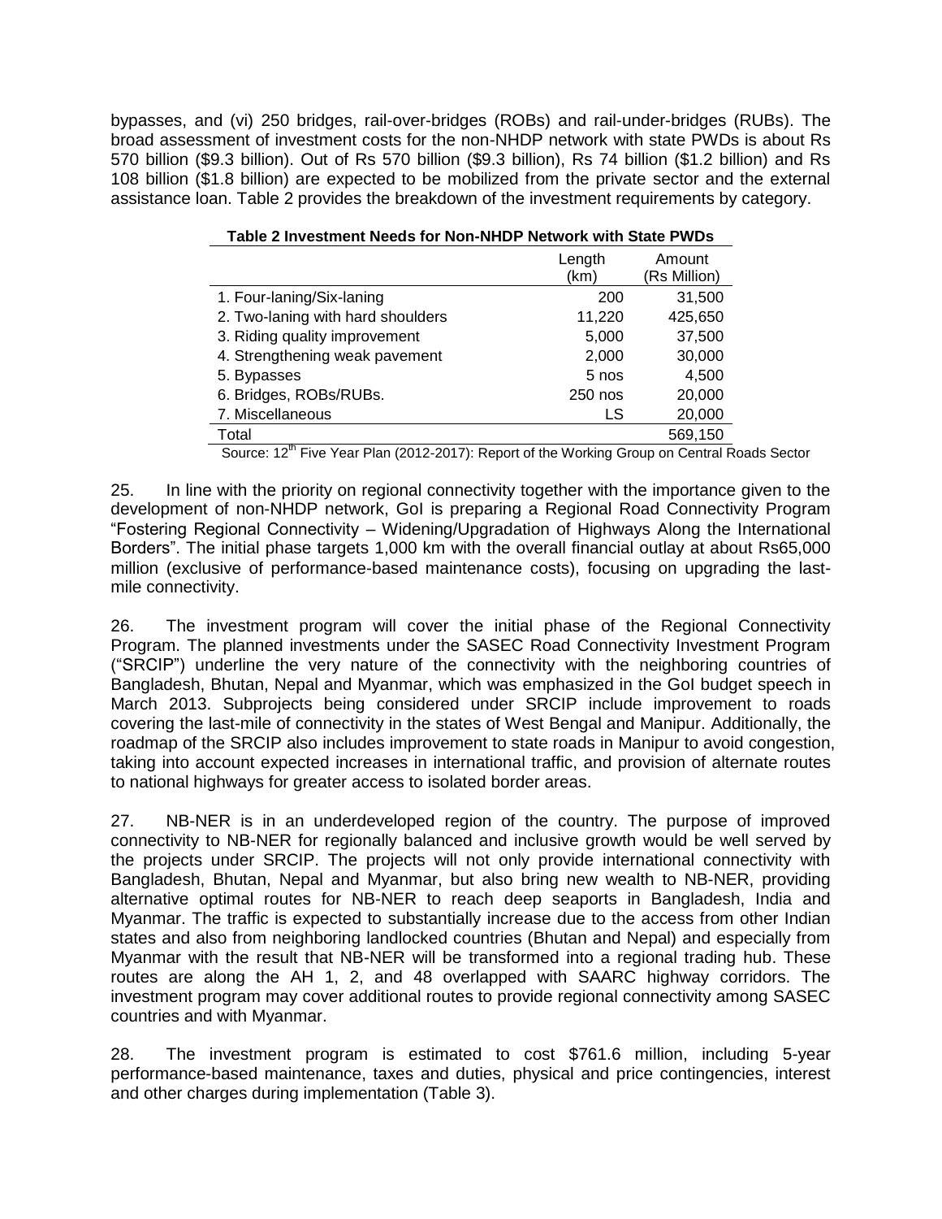bypasses, and (vi) 250 bridges, rail-over-bridges (ROBs) and rail-under-bridges (RUBs). The broad assessment of investment costs for the non-NHDP network with state PWDs is about Rs 570 billion ($9.3 billion). Out of Rs 570 billion ($9.3 billion), Rs 74 billion ($1.2 billion) and Rs 108 billion ($1.8 billion) are expected to be mobilized from the private sector and the external assistance loan. Table 2 provides the breakdown of the investment requirements by category.

**Table 2 Investment Needs for Non-NHDP Network with State PWDs**

| | Length (km) | Amount (Rs Million) |
|---|---|---|
| 1. Four-laning/Six-laning | 200 | 31,500 |
| 2. Two-laning with hard shoulders | 11,220 | 425,650 |
| 3. Riding quality improvement | 5,000 | 37,500 |
| 4. Strengthening weak pavement | 2,000 | 30,000 |
| 5. Bypasses | 5 nos | 4,500 |
| 6. Bridges, ROBs/RUBs. | 250 nos | 20,000 |
| 7. Miscellaneous | LS | 20,000 |
| Total | | 569,150 |

Source: 12th Five Year Plan (2012-2017): Report of the Working Group on Central Roads Sector

25. In line with the priority on regional connectivity together with the importance given to the development of non-NHDP network, GoI is preparing a Regional Road Connectivity Program "Fostering Regional Connectivity – Widening/Upgradation of Highways Along the International Borders". The initial phase targets 1,000 km with the overall financial outlay at about Rs65,000 million (exclusive of performance-based maintenance costs), focusing on upgrading the last-mile connectivity.

26. The investment program will cover the initial phase of the Regional Connectivity Program. The planned investments under the SASEC Road Connectivity Investment Program ("SRCIP") underline the very nature of the connectivity with the neighboring countries of Bangladesh, Bhutan, Nepal and Myanmar, which was emphasized in the GoI budget speech in March 2013. Subprojects being considered under SRCIP include improvement to roads covering the last-mile of connectivity in the states of West Bengal and Manipur. Additionally, the roadmap of the SRCIP also includes improvement to state roads in Manipur to avoid congestion, taking into account expected increases in international traffic, and provision of alternate routes to national highways for greater access to isolated border areas.

27. NB-NER is in an underdeveloped region of the country. The purpose of improved connectivity to NB-NER for regionally balanced and inclusive growth would be well served by the projects under SRCIP. The projects will not only provide international connectivity with Bangladesh, Bhutan, Nepal and Myanmar, but also bring new wealth to NB-NER, providing alternative optimal routes for NB-NER to reach deep seaports in Bangladesh, India and Myanmar. The traffic is expected to substantially increase due to the access from other Indian states and also from neighboring landlocked countries (Bhutan and Nepal) and especially from Myanmar with the result that NB-NER will be transformed into a regional trading hub. These routes are along the AH 1, 2, and 48 overlapped with SAARC highway corridors. The investment program may cover additional routes to provide regional connectivity among SASEC countries and with Myanmar.

28. The investment program is estimated to cost $761.6 million, including 5-year performance-based maintenance, taxes and duties, physical and price contingencies, interest and other charges during implementation (Table 3).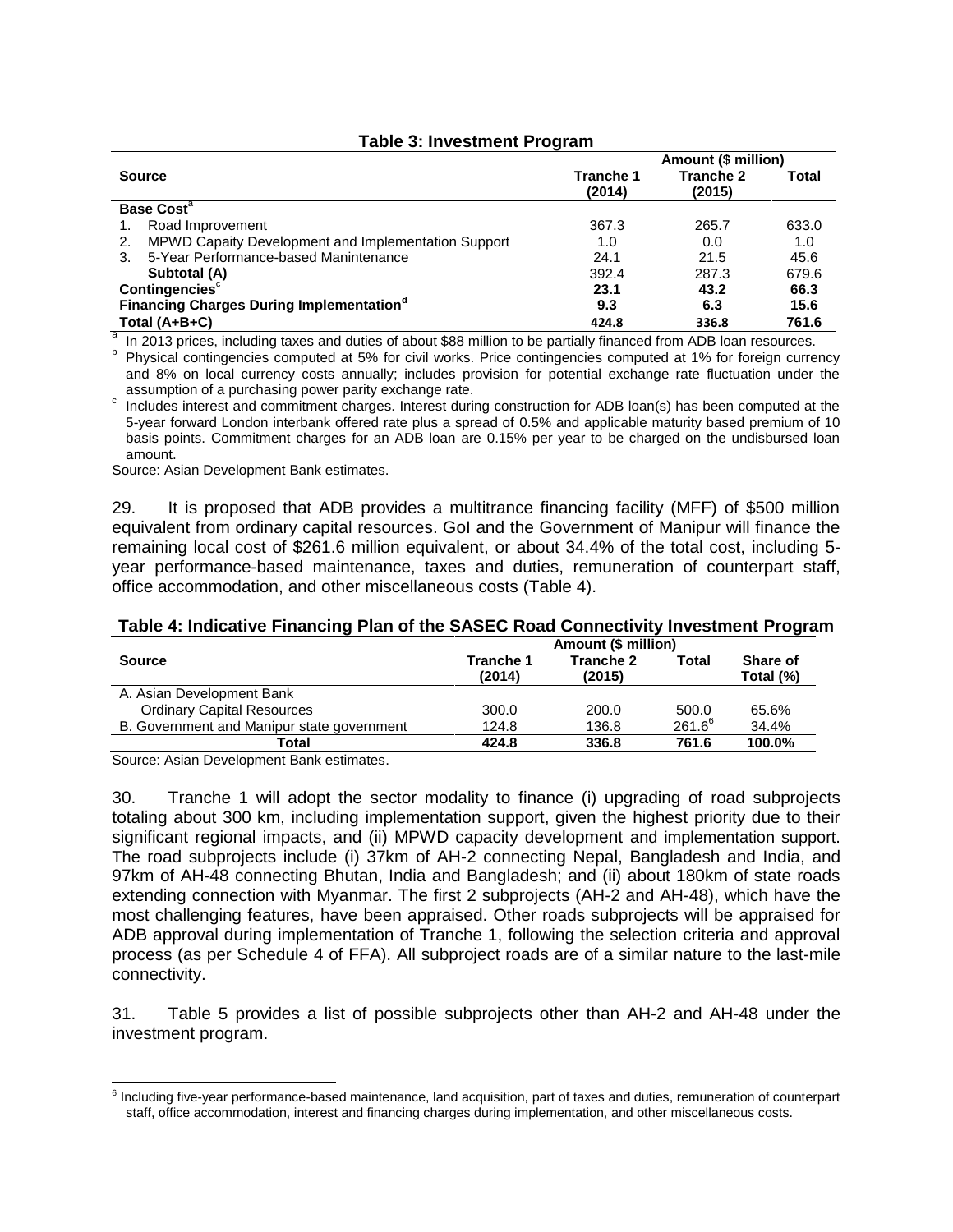**Table 3: Investment Program**

| Source | Amount ($ million) | | |
|---|---|---|---|
| | Tranche 1 (2014) | Tranche 2 (2015) | Total |
| **Base Cost**[a] | | | |
| 1. Road Improvement | 367.3 | 265.7 | 633.0 |
| 2. MPWD Capaity Development and Implementation Support | 1.0 | 0.0 | 1.0 |
| 3. 5-Year Performance-based Manintenance | 24.1 | 21.5 | 45.6 |
| **Subtotal (A)** | 392.4 | 287.3 | 679.6 |
| **Contingencies**[c] | **23.1** | **43.2** | **66.3** |
| **Financing Charges During Implementation**[d] | **9.3** | **6.3** | **15.6** |
| **Total (A+B+C)** | **424.8** | **336.8** | **761.6** |

[a] In 2013 prices, including taxes and duties of about $88 million to be partially financed from ADB loan resources.

[b] Physical contingencies computed at 5% for civil works. Price contingencies computed at 1% for foreign currency and 8% on local currency costs annually; includes provision for potential exchange rate fluctuation under the assumption of a purchasing power parity exchange rate.

[c] Includes interest and commitment charges. Interest during construction for ADB loan(s) has been computed at the 5-year forward London interbank offered rate plus a spread of 0.5% and applicable maturity based premium of 10 basis points. Commitment charges for an ADB loan are 0.15% per year to be charged on the undisbursed loan amount.

Source: Asian Development Bank estimates.

29. It is proposed that ADB provides a multitrance financing facility (MFF) of $500 million equivalent from ordinary capital resources. GoI and the Government of Manipur will finance the remaining local cost of $261.6 million equivalent, or about 34.4% of the total cost, including 5-year performance-based maintenance, taxes and duties, remuneration of counterpart staff, office accommodation, and other miscellaneous costs (Table 4).

**Table 4: Indicative Financing Plan of the SASEC Road Connectivity Investment Program**

| Source | Amount ($ million) | | | |
|---|---|---|---|---|
| | Tranche 1 (2014) | Tranche 2 (2015) | Total | Share of Total (%) |
| A. Asian Development Bank | | | | |
| Ordinary Capital Resources | 300.0 | 200.0 | 500.0 | 65.6% |
| B. Government and Manipur state government | 124.8 | 136.8 | 261.6[6] | 34.4% |
| **Total** | **424.8** | **336.8** | **761.6** | **100.0%** |

Source: Asian Development Bank estimates.

30. Tranche 1 will adopt the sector modality to finance (i) upgrading of road subprojects totaling about 300 km, including implementation support, given the highest priority due to their significant regional impacts, and (ii) MPWD capacity development and implementation support. The road subprojects include (i) 37km of AH-2 connecting Nepal, Bangladesh and India, and 97km of AH-48 connecting Bhutan, India and Bangladesh; and (ii) about 180km of state roads extending connection with Myanmar. The first 2 subprojects (AH-2 and AH-48), which have the most challenging features, have been appraised. Other roads subprojects will be appraised for ADB approval during implementation of Tranche 1, following the selection criteria and approval process (as per Schedule 4 of FFA). All subproject roads are of a similar nature to the last-mile connectivity.

31. Table 5 provides a list of possible subprojects other than AH-2 and AH-48 under the investment program.

[6] Including five-year performance-based maintenance, land acquisition, part of taxes and duties, remuneration of counterpart staff, office accommodation, interest and financing charges during implementation, and other miscellaneous costs.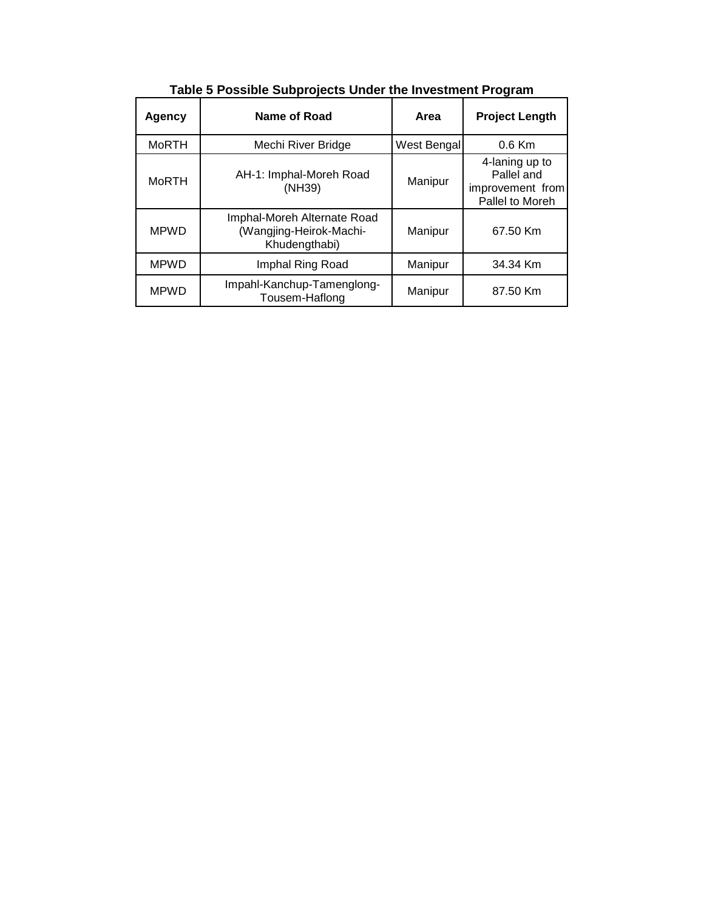**Table 5 Possible Subprojects Under the Investment Program**

| Agency | Name of Road | Area | Project Length |
|---|---|---|---|
| MoRTH | Mechi River Bridge | West Bengal | 0.6 Km |
| MoRTH | AH-1: Imphal-Moreh Road (NH39) | Manipur | 4-laning up to Pallel and improvement from Pallel to Moreh |
| MPWD | Imphal-Moreh Alternate Road (Wangjing-Heirok-Machi-Khudengthabi) | Manipur | 67.50 Km |
| MPWD | Imphal Ring Road | Manipur | 34.34 Km |
| MPWD | Impahl-Kanchup-Tamenglong-Tousem-Haflong | Manipur | 87.50 Km |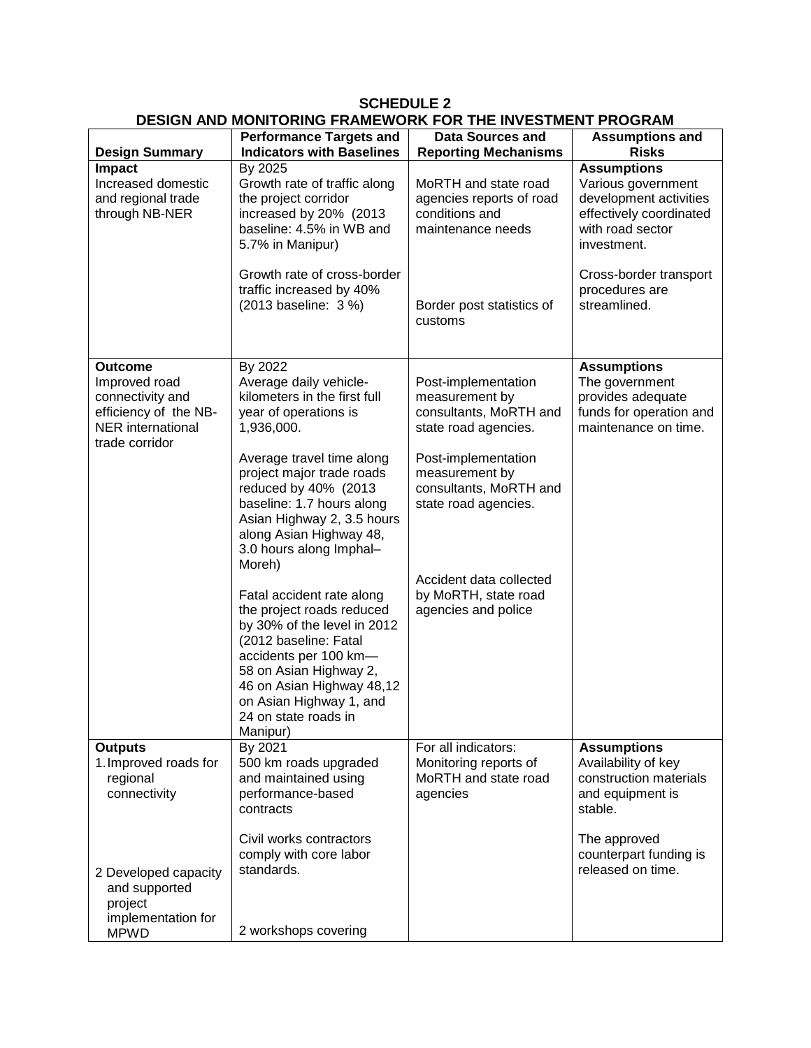**SCHEDULE 2**
**DESIGN AND MONITORING FRAMEWORK FOR THE INVESTMENT PROGRAM**

| Design Summary | Performance Targets and Indicators with Baselines | Data Sources and Reporting Mechanisms | Assumptions and Risks |
|---|---|---|---|
| **Impact**<br>Increased domestic and regional trade through NB-NER | By 2025<br>Growth rate of traffic along the project corridor increased by 20% (2013 baseline: 4.5% in WB and 5.7% in Manipur)<br><br>Growth rate of cross-border traffic increased by 40% (2013 baseline: 3 %) | MoRTH and state road agencies reports of road conditions and maintenance needs<br><br>Border post statistics of customs | **Assumptions**<br>Various government development activities effectively coordinated with road sector investment.<br><br>Cross-border transport procedures are streamlined. |
| **Outcome**<br>Improved road connectivity and efficiency of the NB-NER international trade corridor | By 2022<br>Average daily vehicle-kilometers in the first full year of operations is 1,936,000.<br><br>Average travel time along project major trade roads reduced by 40% (2013 baseline: 1.7 hours along Asian Highway 2, 3.5 hours along Asian Highway 48, 3.0 hours along Imphal–Moreh)<br><br>Fatal accident rate along the project roads reduced by 30% of the level in 2012 (2012 baseline: Fatal accidents per 100 km—58 on Asian Highway 2, 46 on Asian Highway 48,12 on Asian Highway 1, and 24 on state roads in Manipur) | Post-implementation measurement by consultants, MoRTH and state road agencies.<br><br>Post-implementation measurement by consultants, MoRTH and state road agencies.<br><br>Accident data collected by MoRTH, state road agencies and police | **Assumptions**<br>The government provides adequate funds for operation and maintenance on time. |
| **Outputs**<br>1. Improved roads for regional connectivity<br><br>2 Developed capacity and supported project implementation for MPWD | By 2021<br>500 km roads upgraded and maintained using performance-based contracts<br><br>Civil works contractors comply with core labor standards.<br><br>2 workshops covering | For all indicators:<br>Monitoring reports of MoRTH and state road agencies | **Assumptions**<br>Availability of key construction materials and equipment is stable.<br><br>The approved counterpart funding is released on time. |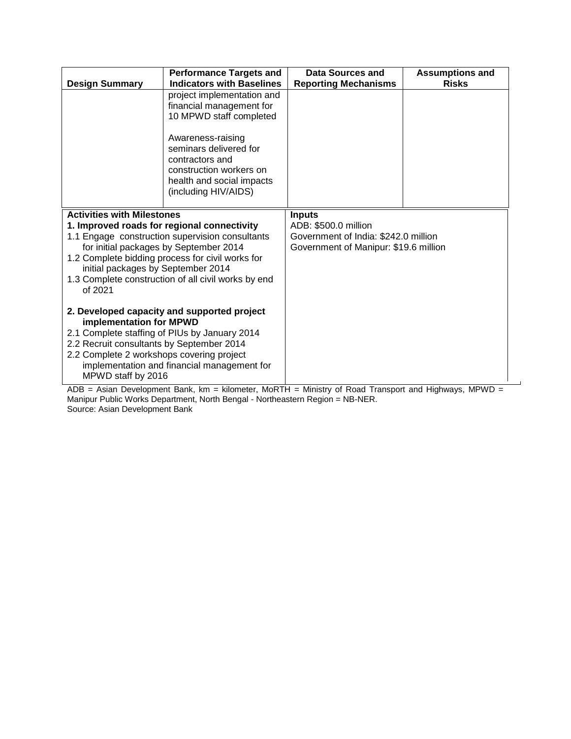| Design Summary | Performance Targets and Indicators with Baselines | Data Sources and Reporting Mechanisms | Assumptions and Risks |
|---|---|---|---|
| | project implementation and financial management for 10 MPWD staff completed<br><br>Awareness-raising seminars delivered for contractors and construction workers on health and social impacts (including HIV/AIDS) | | |

| Activities with Milestones | Inputs |
|---|---|
| **1. Improved roads for regional connectivity**<br>1.1 Engage construction supervision consultants for initial packages by September 2014<br>1.2 Complete bidding process for civil works for initial packages by September 2014<br>1.3 Complete construction of all civil works by end of 2021<br><br>**2. Developed capacity and supported project implementation for MPWD**<br>2.1 Complete staffing of PIUs by January 2014<br>2.2 Recruit consultants by September 2014<br>2.2 Complete 2 workshops covering project implementation and financial management for MPWD staff by 2016 | ADB: $500.0 million<br>Government of India: $242.0 million<br>Government of Manipur: $19.6 million |

ADB = Asian Development Bank, km = kilometer, MoRTH = Ministry of Road Transport and Highways, MPWD = Manipur Public Works Department, North Bengal - Northeastern Region = NB-NER.
Source: Asian Development Bank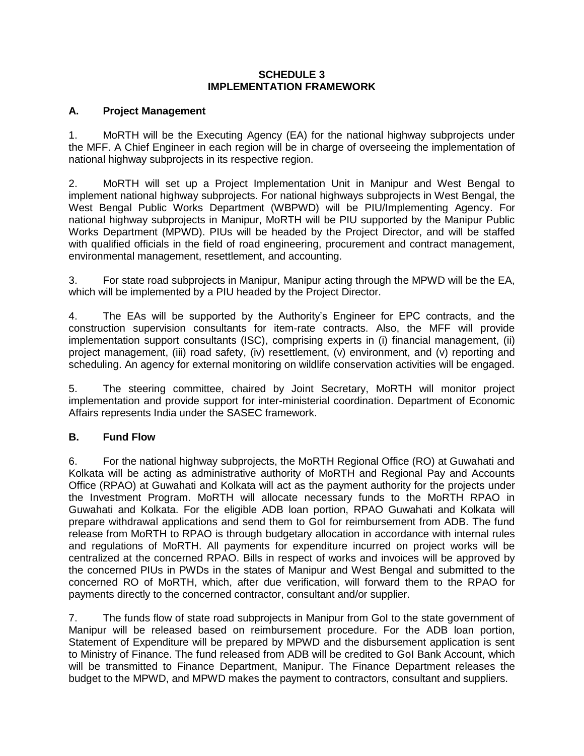# SCHEDULE 3
# IMPLEMENTATION FRAMEWORK

## A. Project Management

1. MoRTH will be the Executing Agency (EA) for the national highway subprojects under the MFF. A Chief Engineer in each region will be in charge of overseeing the implementation of national highway subprojects in its respective region.

2. MoRTH will set up a Project Implementation Unit in Manipur and West Bengal to implement national highway subprojects. For national highways subprojects in West Bengal, the West Bengal Public Works Department (WBPWD) will be PIU/Implementing Agency. For national highway subprojects in Manipur, MoRTH will be PIU supported by the Manipur Public Works Department (MPWD). PIUs will be headed by the Project Director, and will be staffed with qualified officials in the field of road engineering, procurement and contract management, environmental management, resettlement, and accounting.

3. For state road subprojects in Manipur, Manipur acting through the MPWD will be the EA, which will be implemented by a PIU headed by the Project Director.

4. The EAs will be supported by the Authority's Engineer for EPC contracts, and the construction supervision consultants for item-rate contracts. Also, the MFF will provide implementation support consultants (ISC), comprising experts in (i) financial management, (ii) project management, (iii) road safety, (iv) resettlement, (v) environment, and (v) reporting and scheduling. An agency for external monitoring on wildlife conservation activities will be engaged.

5. The steering committee, chaired by Joint Secretary, MoRTH will monitor project implementation and provide support for inter-ministerial coordination. Department of Economic Affairs represents India under the SASEC framework.

## B. Fund Flow

6. For the national highway subprojects, the MoRTH Regional Office (RO) at Guwahati and Kolkata will be acting as administrative authority of MoRTH and Regional Pay and Accounts Office (RPAO) at Guwahati and Kolkata will act as the payment authority for the projects under the Investment Program. MoRTH will allocate necessary funds to the MoRTH RPAO in Guwahati and Kolkata. For the eligible ADB loan portion, RPAO Guwahati and Kolkata will prepare withdrawal applications and send them to GoI for reimbursement from ADB. The fund release from MoRTH to RPAO is through budgetary allocation in accordance with internal rules and regulations of MoRTH. All payments for expenditure incurred on project works will be centralized at the concerned RPAO. Bills in respect of works and invoices will be approved by the concerned PIUs in PWDs in the states of Manipur and West Bengal and submitted to the concerned RO of MoRTH, which, after due verification, will forward them to the RPAO for payments directly to the concerned contractor, consultant and/or supplier.

7. The funds flow of state road subprojects in Manipur from GoI to the state government of Manipur will be released based on reimbursement procedure. For the ADB loan portion, Statement of Expenditure will be prepared by MPWD and the disbursement application is sent to Ministry of Finance. The fund released from ADB will be credited to GoI Bank Account, which will be transmitted to Finance Department, Manipur. The Finance Department releases the budget to the MPWD, and MPWD makes the payment to contractors, consultant and suppliers.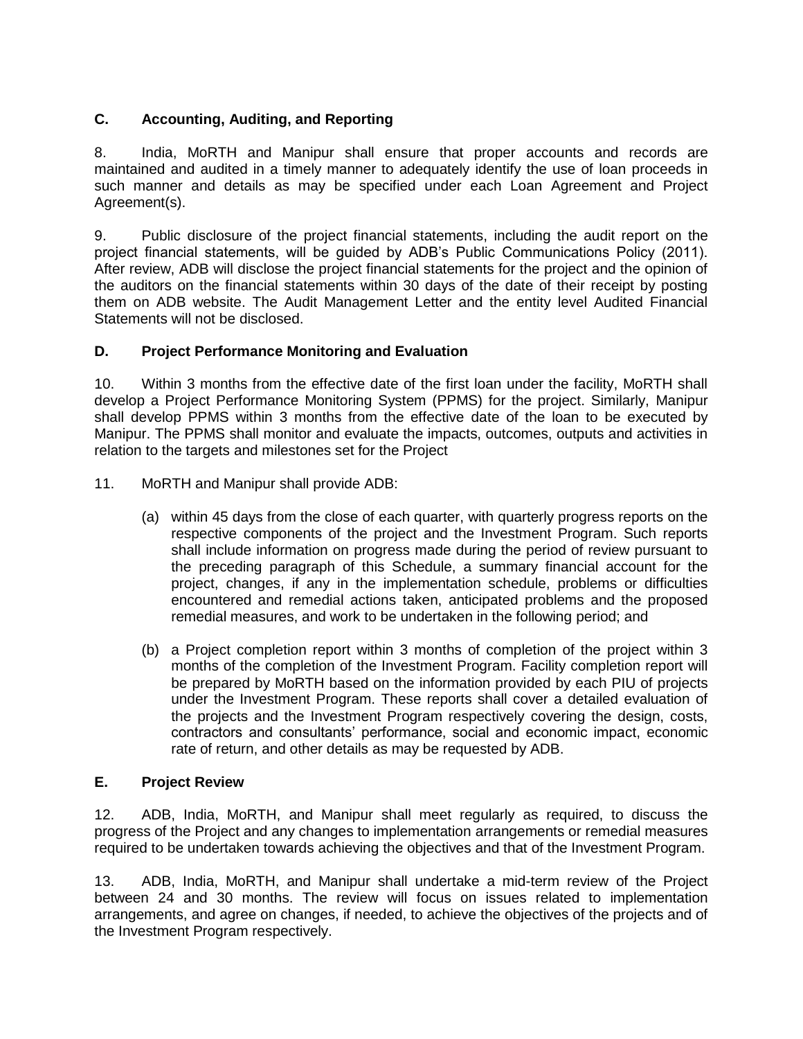## C. Accounting, Auditing, and Reporting

8. India, MoRTH and Manipur shall ensure that proper accounts and records are maintained and audited in a timely manner to adequately identify the use of loan proceeds in such manner and details as may be specified under each Loan Agreement and Project Agreement(s).

9. Public disclosure of the project financial statements, including the audit report on the project financial statements, will be guided by ADB's Public Communications Policy (2011). After review, ADB will disclose the project financial statements for the project and the opinion of the auditors on the financial statements within 30 days of the date of their receipt by posting them on ADB website. The Audit Management Letter and the entity level Audited Financial Statements will not be disclosed.

## D. Project Performance Monitoring and Evaluation

10. Within 3 months from the effective date of the first loan under the facility, MoRTH shall develop a Project Performance Monitoring System (PPMS) for the project. Similarly, Manipur shall develop PPMS within 3 months from the effective date of the loan to be executed by Manipur. The PPMS shall monitor and evaluate the impacts, outcomes, outputs and activities in relation to the targets and milestones set for the Project

11. MoRTH and Manipur shall provide ADB:

(a) within 45 days from the close of each quarter, with quarterly progress reports on the respective components of the project and the Investment Program. Such reports shall include information on progress made during the period of review pursuant to the preceding paragraph of this Schedule, a summary financial account for the project, changes, if any in the implementation schedule, problems or difficulties encountered and remedial actions taken, anticipated problems and the proposed remedial measures, and work to be undertaken in the following period; and

(b) a Project completion report within 3 months of completion of the project within 3 months of the completion of the Investment Program. Facility completion report will be prepared by MoRTH based on the information provided by each PIU of projects under the Investment Program. These reports shall cover a detailed evaluation of the projects and the Investment Program respectively covering the design, costs, contractors and consultants' performance, social and economic impact, economic rate of return, and other details as may be requested by ADB.

## E. Project Review

12. ADB, India, MoRTH, and Manipur shall meet regularly as required, to discuss the progress of the Project and any changes to implementation arrangements or remedial measures required to be undertaken towards achieving the objectives and that of the Investment Program.

13. ADB, India, MoRTH, and Manipur shall undertake a mid-term review of the Project between 24 and 30 months. The review will focus on issues related to implementation arrangements, and agree on changes, if needed, to achieve the objectives of the projects and of the Investment Program respectively.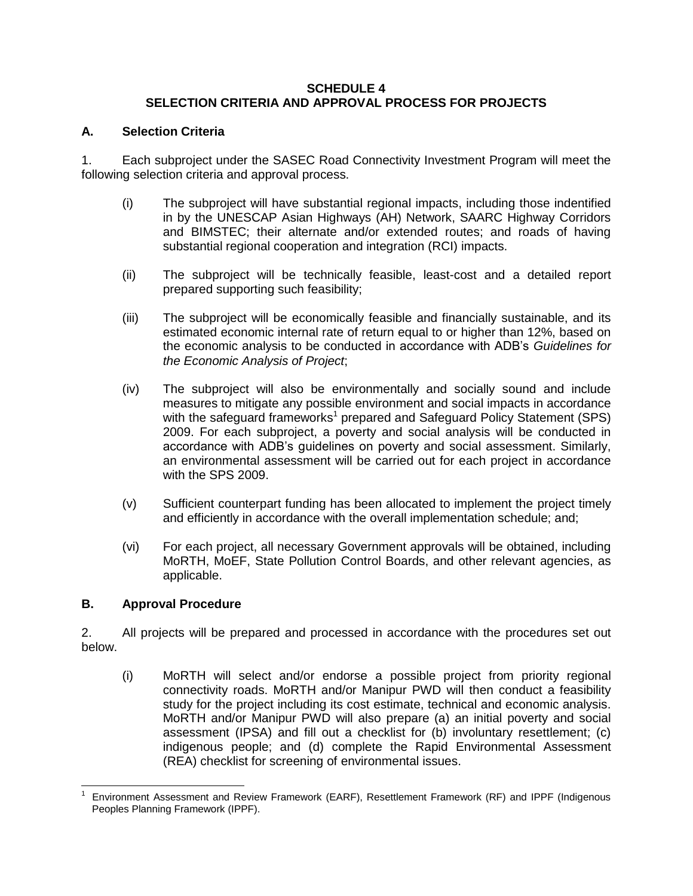**SCHEDULE 4**
**SELECTION CRITERIA AND APPROVAL PROCESS FOR PROJECTS**

## A. Selection Criteria

1. Each subproject under the SASEC Road Connectivity Investment Program will meet the following selection criteria and approval process.

   (i) The subproject will have substantial regional impacts, including those indentified in by the UNESCAP Asian Highways (AH) Network, SAARC Highway Corridors and BIMSTEC; their alternate and/or extended routes; and roads of having substantial regional cooperation and integration (RCI) impacts.

   (ii) The subproject will be technically feasible, least-cost and a detailed report prepared supporting such feasibility;

   (iii) The subproject will be economically feasible and financially sustainable, and its estimated economic internal rate of return equal to or higher than 12%, based on the economic analysis to be conducted in accordance with ADB's *Guidelines for the Economic Analysis of Project*;

   (iv) The subproject will also be environmentally and socially sound and include measures to mitigate any possible environment and social impacts in accordance with the safeguard frameworks[1] prepared and Safeguard Policy Statement (SPS) 2009. For each subproject, a poverty and social analysis will be conducted in accordance with ADB's guidelines on poverty and social assessment. Similarly, an environmental assessment will be carried out for each project in accordance with the SPS 2009.

   (v) Sufficient counterpart funding has been allocated to implement the project timely and efficiently in accordance with the overall implementation schedule; and;

   (vi) For each project, all necessary Government approvals will be obtained, including MoRTH, MoEF, State Pollution Control Boards, and other relevant agencies, as applicable.

## B. Approval Procedure

2. All projects will be prepared and processed in accordance with the procedures set out below.

   (i) MoRTH will select and/or endorse a possible project from priority regional connectivity roads. MoRTH and/or Manipur PWD will then conduct a feasibility study for the project including its cost estimate, technical and economic analysis. MoRTH and/or Manipur PWD will also prepare (a) an initial poverty and social assessment (IPSA) and fill out a checklist for (b) involuntary resettlement; (c) indigenous people; and (d) complete the Rapid Environmental Assessment (REA) checklist for screening of environmental issues.

---

[1] Environment Assessment and Review Framework (EARF), Resettlement Framework (RF) and IPPF (Indigenous Peoples Planning Framework (IPPF).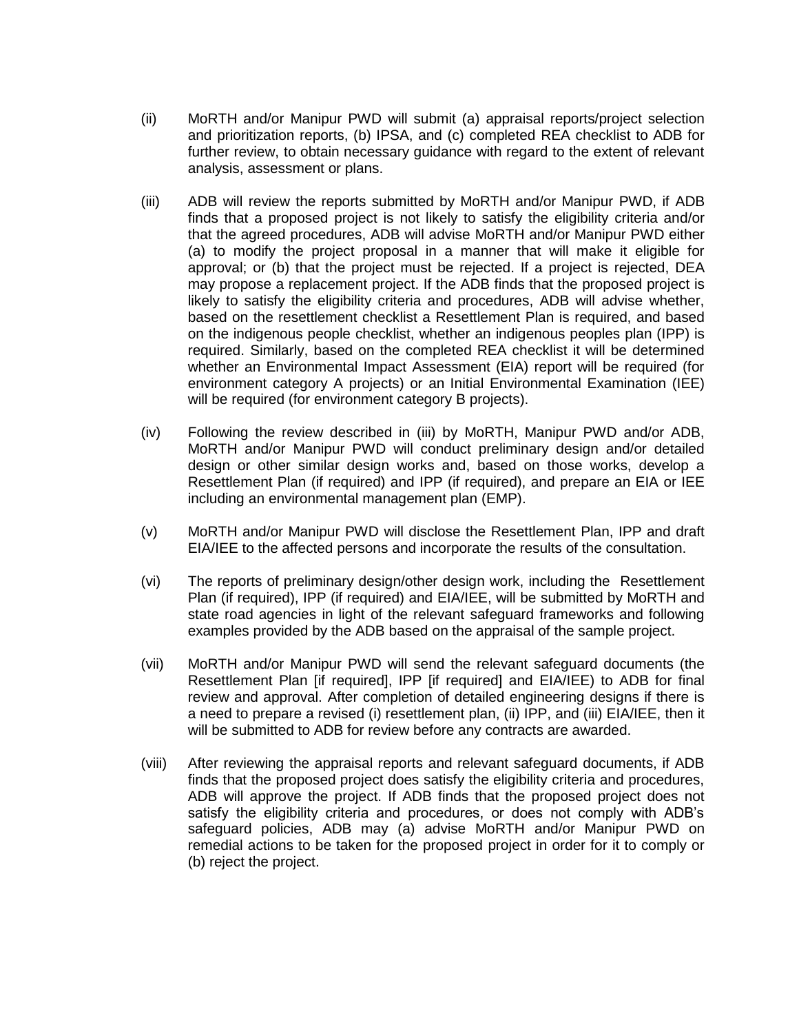(ii) MoRTH and/or Manipur PWD will submit (a) appraisal reports/project selection and prioritization reports, (b) IPSA, and (c) completed REA checklist to ADB for further review, to obtain necessary guidance with regard to the extent of relevant analysis, assessment or plans.

(iii) ADB will review the reports submitted by MoRTH and/or Manipur PWD, if ADB finds that a proposed project is not likely to satisfy the eligibility criteria and/or that the agreed procedures, ADB will advise MoRTH and/or Manipur PWD either (a) to modify the project proposal in a manner that will make it eligible for approval; or (b) that the project must be rejected. If a project is rejected, DEA may propose a replacement project. If the ADB finds that the proposed project is likely to satisfy the eligibility criteria and procedures, ADB will advise whether, based on the resettlement checklist a Resettlement Plan is required, and based on the indigenous people checklist, whether an indigenous peoples plan (IPP) is required. Similarly, based on the completed REA checklist it will be determined whether an Environmental Impact Assessment (EIA) report will be required (for environment category A projects) or an Initial Environmental Examination (IEE) will be required (for environment category B projects).

(iv) Following the review described in (iii) by MoRTH, Manipur PWD and/or ADB, MoRTH and/or Manipur PWD will conduct preliminary design and/or detailed design or other similar design works and, based on those works, develop a Resettlement Plan (if required) and IPP (if required), and prepare an EIA or IEE including an environmental management plan (EMP).

(v) MoRTH and/or Manipur PWD will disclose the Resettlement Plan, IPP and draft EIA/IEE to the affected persons and incorporate the results of the consultation.

(vi) The reports of preliminary design/other design work, including the Resettlement Plan (if required), IPP (if required) and EIA/IEE, will be submitted by MoRTH and state road agencies in light of the relevant safeguard frameworks and following examples provided by the ADB based on the appraisal of the sample project.

(vii) MoRTH and/or Manipur PWD will send the relevant safeguard documents (the Resettlement Plan [if required], IPP [if required] and EIA/IEE) to ADB for final review and approval. After completion of detailed engineering designs if there is a need to prepare a revised (i) resettlement plan, (ii) IPP, and (iii) EIA/IEE, then it will be submitted to ADB for review before any contracts are awarded.

(viii) After reviewing the appraisal reports and relevant safeguard documents, if ADB finds that the proposed project does satisfy the eligibility criteria and procedures, ADB will approve the project. If ADB finds that the proposed project does not satisfy the eligibility criteria and procedures, or does not comply with ADB's safeguard policies, ADB may (a) advise MoRTH and/or Manipur PWD on remedial actions to be taken for the proposed project in order for it to comply or (b) reject the project.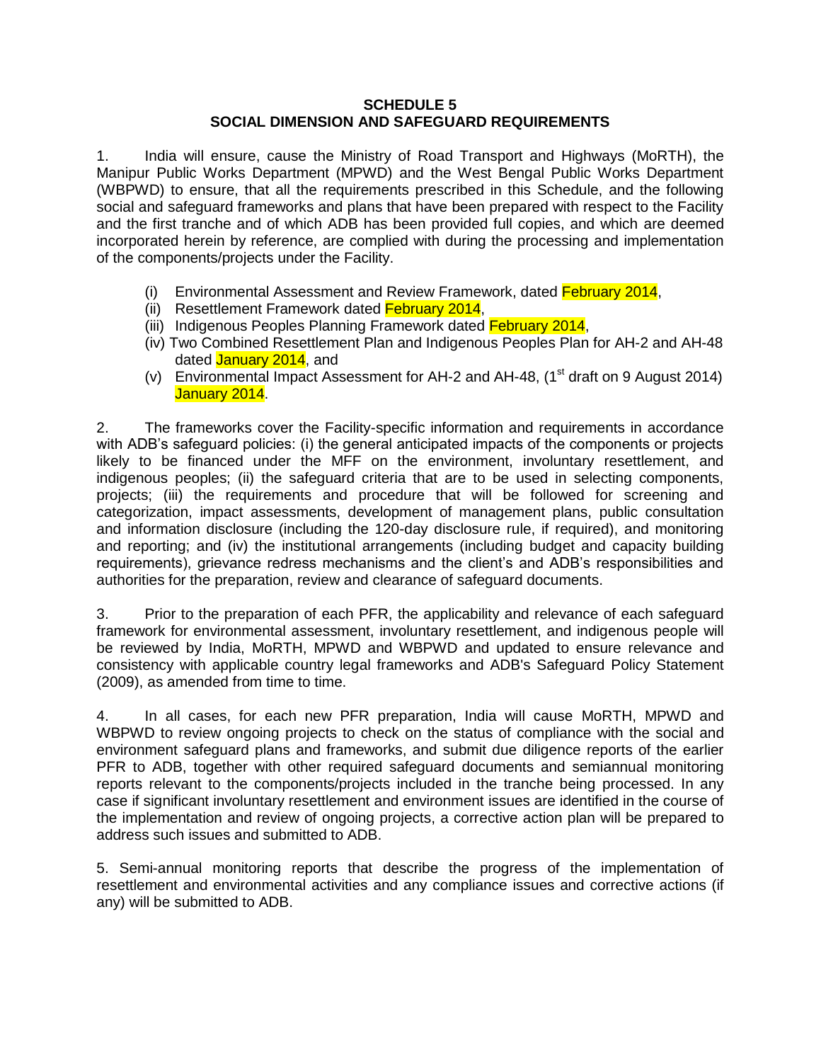**SCHEDULE 5**
**SOCIAL DIMENSION AND SAFEGUARD REQUIREMENTS**

1. India will ensure, cause the Ministry of Road Transport and Highways (MoRTH), the Manipur Public Works Department (MPWD) and the West Bengal Public Works Department (WBPWD) to ensure, that all the requirements prescribed in this Schedule, and the following social and safeguard frameworks and plans that have been prepared with respect to the Facility and the first tranche and of which ADB has been provided full copies, and which are deemed incorporated herein by reference, are complied with during the processing and implementation of the components/projects under the Facility.

(i) Environmental Assessment and Review Framework, dated February 2014,
(ii) Resettlement Framework dated February 2014,
(iii) Indigenous Peoples Planning Framework dated February 2014,
(iv) Two Combined Resettlement Plan and Indigenous Peoples Plan for AH-2 and AH-48 dated January 2014, and
(v) Environmental Impact Assessment for AH-2 and AH-48, (1st draft on 9 August 2014) January 2014.

2. The frameworks cover the Facility-specific information and requirements in accordance with ADB's safeguard policies: (i) the general anticipated impacts of the components or projects likely to be financed under the MFF on the environment, involuntary resettlement, and indigenous peoples; (ii) the safeguard criteria that are to be used in selecting components, projects; (iii) the requirements and procedure that will be followed for screening and categorization, impact assessments, development of management plans, public consultation and information disclosure (including the 120-day disclosure rule, if required), and monitoring and reporting; and (iv) the institutional arrangements (including budget and capacity building requirements), grievance redress mechanisms and the client's and ADB's responsibilities and authorities for the preparation, review and clearance of safeguard documents.

3. Prior to the preparation of each PFR, the applicability and relevance of each safeguard framework for environmental assessment, involuntary resettlement, and indigenous people will be reviewed by India, MoRTH, MPWD and WBPWD and updated to ensure relevance and consistency with applicable country legal frameworks and ADB's Safeguard Policy Statement (2009), as amended from time to time.

4. In all cases, for each new PFR preparation, India will cause MoRTH, MPWD and WBPWD to review ongoing projects to check on the status of compliance with the social and environment safeguard plans and frameworks, and submit due diligence reports of the earlier PFR to ADB, together with other required safeguard documents and semiannual monitoring reports relevant to the components/projects included in the tranche being processed. In any case if significant involuntary resettlement and environment issues are identified in the course of the implementation and review of ongoing projects, a corrective action plan will be prepared to address such issues and submitted to ADB.

5. Semi-annual monitoring reports that describe the progress of the implementation of resettlement and environmental activities and any compliance issues and corrective actions (if any) will be submitted to ADB.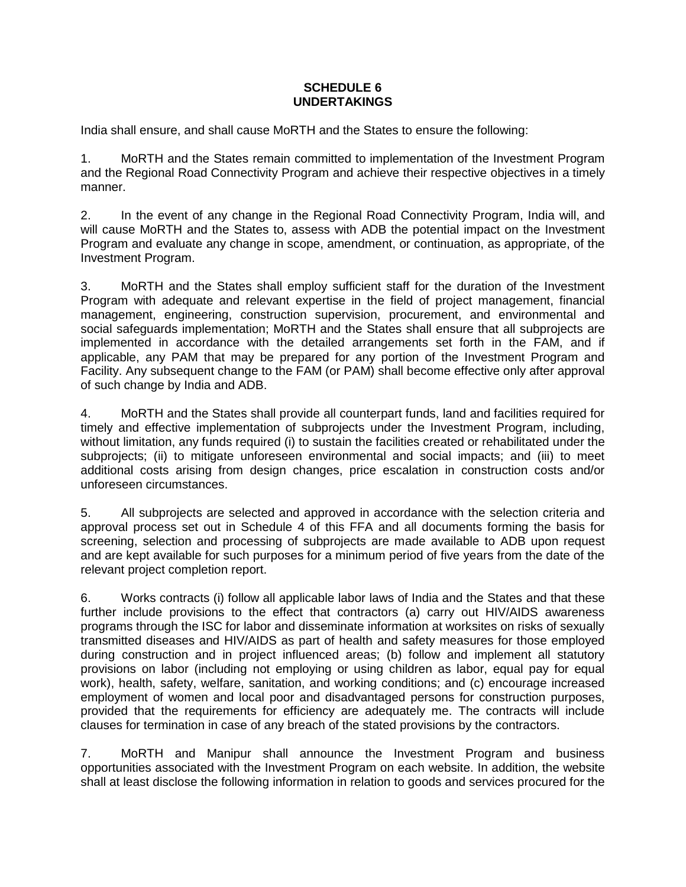**SCHEDULE 6**
**UNDERTAKINGS**

India shall ensure, and shall cause MoRTH and the States to ensure the following:

1. MoRTH and the States remain committed to implementation of the Investment Program and the Regional Road Connectivity Program and achieve their respective objectives in a timely manner.

2. In the event of any change in the Regional Road Connectivity Program, India will, and will cause MoRTH and the States to, assess with ADB the potential impact on the Investment Program and evaluate any change in scope, amendment, or continuation, as appropriate, of the Investment Program.

3. MoRTH and the States shall employ sufficient staff for the duration of the Investment Program with adequate and relevant expertise in the field of project management, financial management, engineering, construction supervision, procurement, and environmental and social safeguards implementation; MoRTH and the States shall ensure that all subprojects are implemented in accordance with the detailed arrangements set forth in the FAM, and if applicable, any PAM that may be prepared for any portion of the Investment Program and Facility. Any subsequent change to the FAM (or PAM) shall become effective only after approval of such change by India and ADB.

4. MoRTH and the States shall provide all counterpart funds, land and facilities required for timely and effective implementation of subprojects under the Investment Program, including, without limitation, any funds required (i) to sustain the facilities created or rehabilitated under the subprojects; (ii) to mitigate unforeseen environmental and social impacts; and (iii) to meet additional costs arising from design changes, price escalation in construction costs and/or unforeseen circumstances.

5. All subprojects are selected and approved in accordance with the selection criteria and approval process set out in Schedule 4 of this FFA and all documents forming the basis for screening, selection and processing of subprojects are made available to ADB upon request and are kept available for such purposes for a minimum period of five years from the date of the relevant project completion report.

6. Works contracts (i) follow all applicable labor laws of India and the States and that these further include provisions to the effect that contractors (a) carry out HIV/AIDS awareness programs through the ISC for labor and disseminate information at worksites on risks of sexually transmitted diseases and HIV/AIDS as part of health and safety measures for those employed during construction and in project influenced areas; (b) follow and implement all statutory provisions on labor (including not employing or using children as labor, equal pay for equal work), health, safety, welfare, sanitation, and working conditions; and (c) encourage increased employment of women and local poor and disadvantaged persons for construction purposes, provided that the requirements for efficiency are adequately me. The contracts will include clauses for termination in case of any breach of the stated provisions by the contractors.

7. MoRTH and Manipur shall announce the Investment Program and business opportunities associated with the Investment Program on each website. In addition, the website shall at least disclose the following information in relation to goods and services procured for the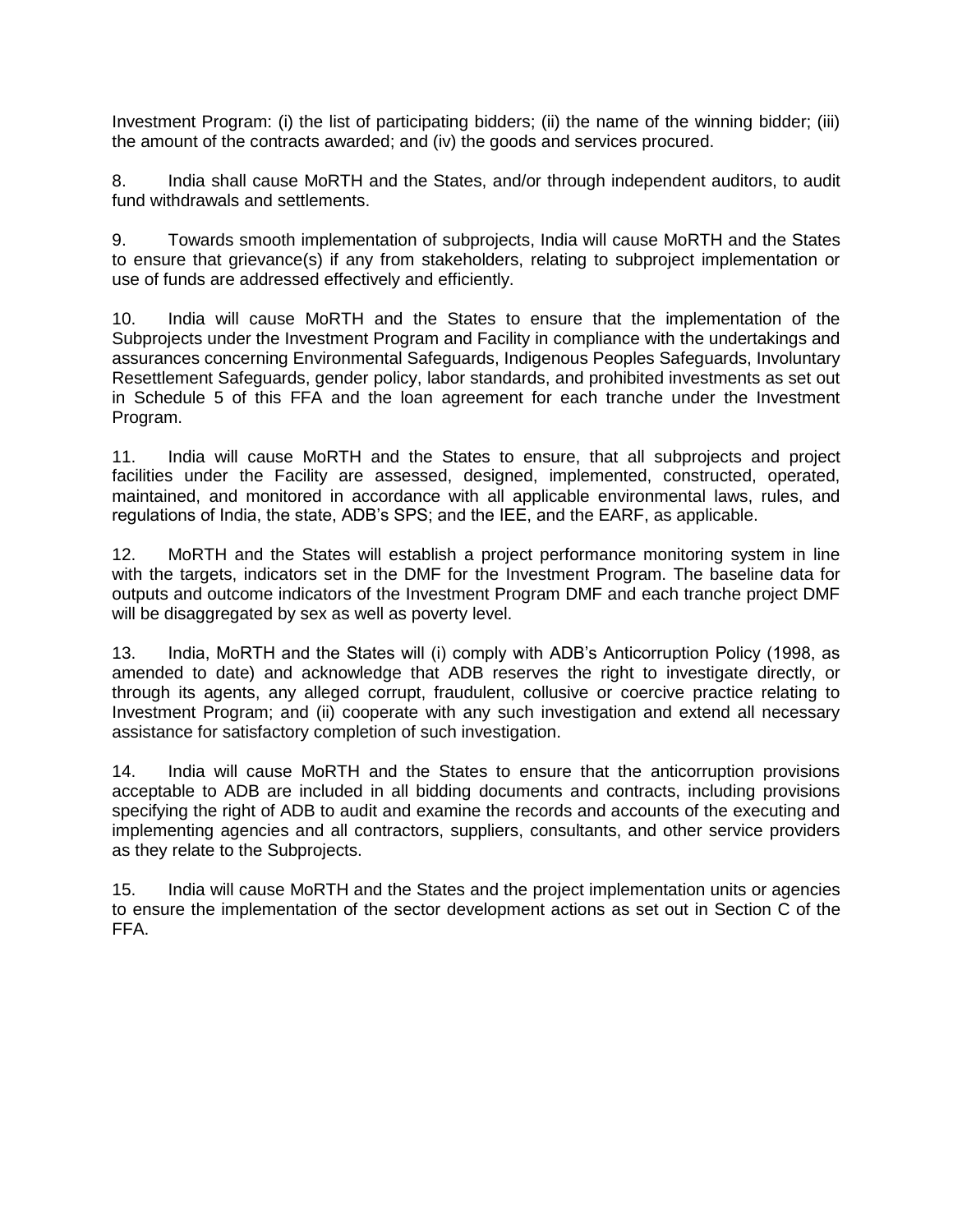Investment Program: (i) the list of participating bidders; (ii) the name of the winning bidder; (iii) the amount of the contracts awarded; and (iv) the goods and services procured.

8. India shall cause MoRTH and the States, and/or through independent auditors, to audit fund withdrawals and settlements.

9. Towards smooth implementation of subprojects, India will cause MoRTH and the States to ensure that grievance(s) if any from stakeholders, relating to subproject implementation or use of funds are addressed effectively and efficiently.

10. India will cause MoRTH and the States to ensure that the implementation of the Subprojects under the Investment Program and Facility in compliance with the undertakings and assurances concerning Environmental Safeguards, Indigenous Peoples Safeguards, Involuntary Resettlement Safeguards, gender policy, labor standards, and prohibited investments as set out in Schedule 5 of this FFA and the loan agreement for each tranche under the Investment Program.

11. India will cause MoRTH and the States to ensure, that all subprojects and project facilities under the Facility are assessed, designed, implemented, constructed, operated, maintained, and monitored in accordance with all applicable environmental laws, rules, and regulations of India, the state, ADB's SPS; and the IEE, and the EARF, as applicable.

12. MoRTH and the States will establish a project performance monitoring system in line with the targets, indicators set in the DMF for the Investment Program. The baseline data for outputs and outcome indicators of the Investment Program DMF and each tranche project DMF will be disaggregated by sex as well as poverty level.

13. India, MoRTH and the States will (i) comply with ADB's Anticorruption Policy (1998, as amended to date) and acknowledge that ADB reserves the right to investigate directly, or through its agents, any alleged corrupt, fraudulent, collusive or coercive practice relating to Investment Program; and (ii) cooperate with any such investigation and extend all necessary assistance for satisfactory completion of such investigation.

14. India will cause MoRTH and the States to ensure that the anticorruption provisions acceptable to ADB are included in all bidding documents and contracts, including provisions specifying the right of ADB to audit and examine the records and accounts of the executing and implementing agencies and all contractors, suppliers, consultants, and other service providers as they relate to the Subprojects.

15. India will cause MoRTH and the States and the project implementation units or agencies to ensure the implementation of the sector development actions as set out in Section C of the FFA.